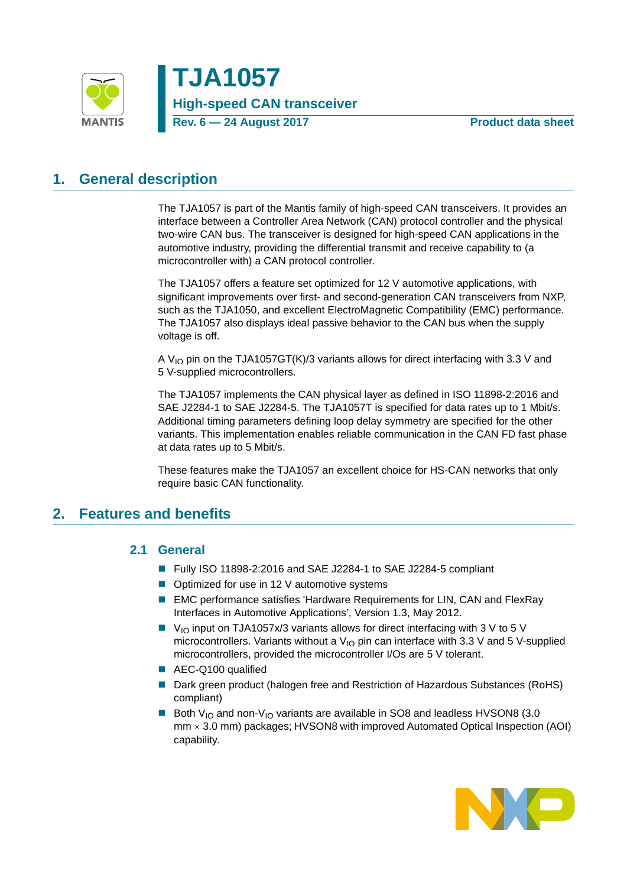# TJA1057

## High-speed CAN transceiver

Rev. 6 — 24 August 2017 | Product data sheet

## 1. General description

The TJA1057 is part of the Mantis family of high-speed CAN transceivers. It provides an interface between a Controller Area Network (CAN) protocol controller and the physical two-wire CAN bus. The transceiver is designed for high-speed CAN applications in the automotive industry, providing the differential transmit and receive capability to (a microcontroller with) a CAN protocol controller.

The TJA1057 offers a feature set optimized for 12 V automotive applications, with significant improvements over first- and second-generation CAN transceivers from NXP, such as the TJA1050, and excellent ElectroMagnetic Compatibility (EMC) performance. The TJA1057 also displays ideal passive behavior to the CAN bus when the supply voltage is off.

A $V_{IO}$ pin on the TJA1057GT(K)/3 variants allows for direct interfacing with 3.3 V and 5 V-supplied microcontrollers.

The TJA1057 implements the CAN physical layer as defined in ISO 11898-2:2016 and SAE J2284-1 to SAE J2284-5. The TJA1057T is specified for data rates up to 1 Mbit/s. Additional timing parameters defining loop delay symmetry are specified for the other variants. This implementation enables reliable communication in the CAN FD fast phase at data rates up to 5 Mbit/s.

These features make the TJA1057 an excellent choice for HS-CAN networks that only require basic CAN functionality.

## 2. Features and benefits

### 2.1 General

- Fully ISO 11898-2:2016 and SAE J2284-1 to SAE J2284-5 compliant
- Optimized for use in 12 V automotive systems
- EMC performance satisfies 'Hardware Requirements for LIN, CAN and FlexRay Interfaces in Automotive Applications', Version 1.3, May 2012.
- $V_{IO}$ input on TJA1057x/3 variants allows for direct interfacing with 3 V to 5 V microcontrollers. Variants without a $V_{IO}$ pin can interface with 3.3 V and 5 V-supplied microcontrollers, provided the microcontroller I/Os are 5 V tolerant.
- AEC-Q100 qualified
- Dark green product (halogen free and Restriction of Hazardous Substances (RoHS) compliant)
- Both $V_{IO}$ and non-$V_{IO}$ variants are available in SO8 and leadless HVSON8 (3.0 mm × 3.0 mm) packages; HVSON8 with improved Automated Optical Inspection (AOI) capability.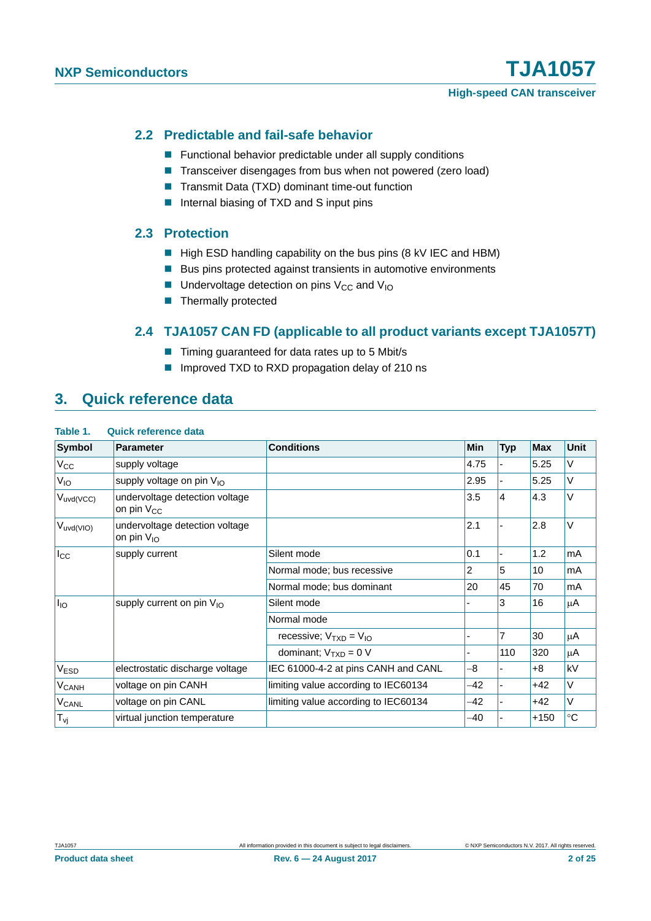### 2.2 Predictable and fail-safe behavior

- Functional behavior predictable under all supply conditions
- Transceiver disengages from bus when not powered (zero load)
- Transmit Data (TXD) dominant time-out function
- Internal biasing of TXD and S input pins

### 2.3 Protection

- High ESD handling capability on the bus pins (8 kV IEC and HBM)
- Bus pins protected against transients in automotive environments
- Undervoltage detection on pins $V_{CC}$ and $V_{IO}$
- Thermally protected

### 2.4 TJA1057 CAN FD (applicable to all product variants except TJA1057T)

- Timing guaranteed for data rates up to 5 Mbit/s
- Improved TXD to RXD propagation delay of 210 ns

## 3. Quick reference data

**Table 1. Quick reference data**

| Symbol | Parameter | Conditions | Min | Typ | Max | Unit |
|---|---|---|---|---|---|---|
| $V_{CC}$ | supply voltage | | 4.75 | - | 5.25 | V |
| $V_{IO}$ | supply voltage on pin $V_{IO}$ | | 2.95 | - | 5.25 | V |
| $V_{uvd(VCC)}$ | undervoltage detection voltage on pin $V_{CC}$ | | 3.5 | 4 | 4.3 | V |
| $V_{uvd(VIO)}$ | undervoltage detection voltage on pin $V_{IO}$ | | 2.1 | - | 2.8 | V |
| $I_{CC}$ | supply current | Silent mode | 0.1 | - | 1.2 | mA |
| | | Normal mode; bus recessive | 2 | 5 | 10 | mA |
| | | Normal mode; bus dominant | 20 | 45 | 70 | mA |
| $I_{IO}$ | supply current on pin $V_{IO}$ | Silent mode | - | 3 | 16 | μA |
| | | Normal mode | | | | |
| | | recessive; $V_{TXD} = V_{IO}$ | - | 7 | 30 | μA |
| | | dominant; $V_{TXD} = 0$ V | - | 110 | 320 | μA |
| $V_{ESD}$ | electrostatic discharge voltage | IEC 61000-4-2 at pins CANH and CANL | −8 | - | +8 | kV |
| $V_{CANH}$ | voltage on pin CANH | limiting value according to IEC60134 | −42 | - | +42 | V |
| $V_{CANL}$ | voltage on pin CANL | limiting value according to IEC60134 | −42 | - | +42 | V |
| $T_{vj}$ | virtual junction temperature | | −40 | - | +150 | °C |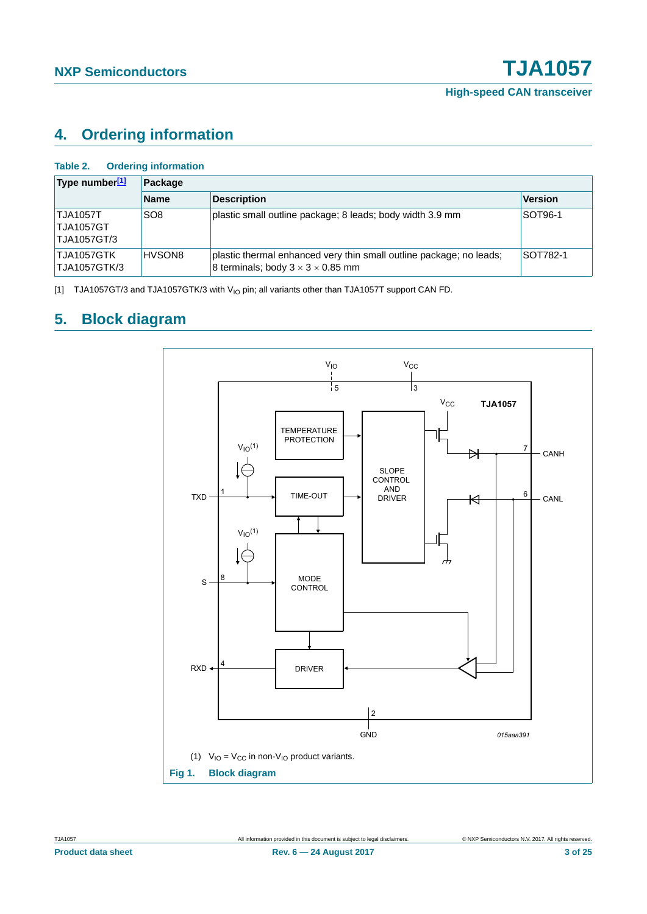## 4. Ordering information

**Table 2. Ordering information**

| Type number[1] | Package | | |
|---|---|---|---|
| | Name | Description | Version |
| TJA1057T<br>TJA1057GT<br>TJA1057GT/3 | SO8 | plastic small outline package; 8 leads; body width 3.9 mm | SOT96-1 |
| TJA1057GTK<br>TJA1057GTK/3 | HVSON8 | plastic thermal enhanced very thin small outline package; no leads; 8 terminals; body 3 × 3 × 0.85 mm | SOT782-1 |

[1] TJA1057GT/3 and TJA1057GTK/3 with $V_{IO}$ pin; all variants other than TJA1057T support CAN FD.

## 5. Block diagram

(1) $V_{IO} = V_{CC}$ in non-$V_{IO}$ product variants.

**Fig 1. Block diagram**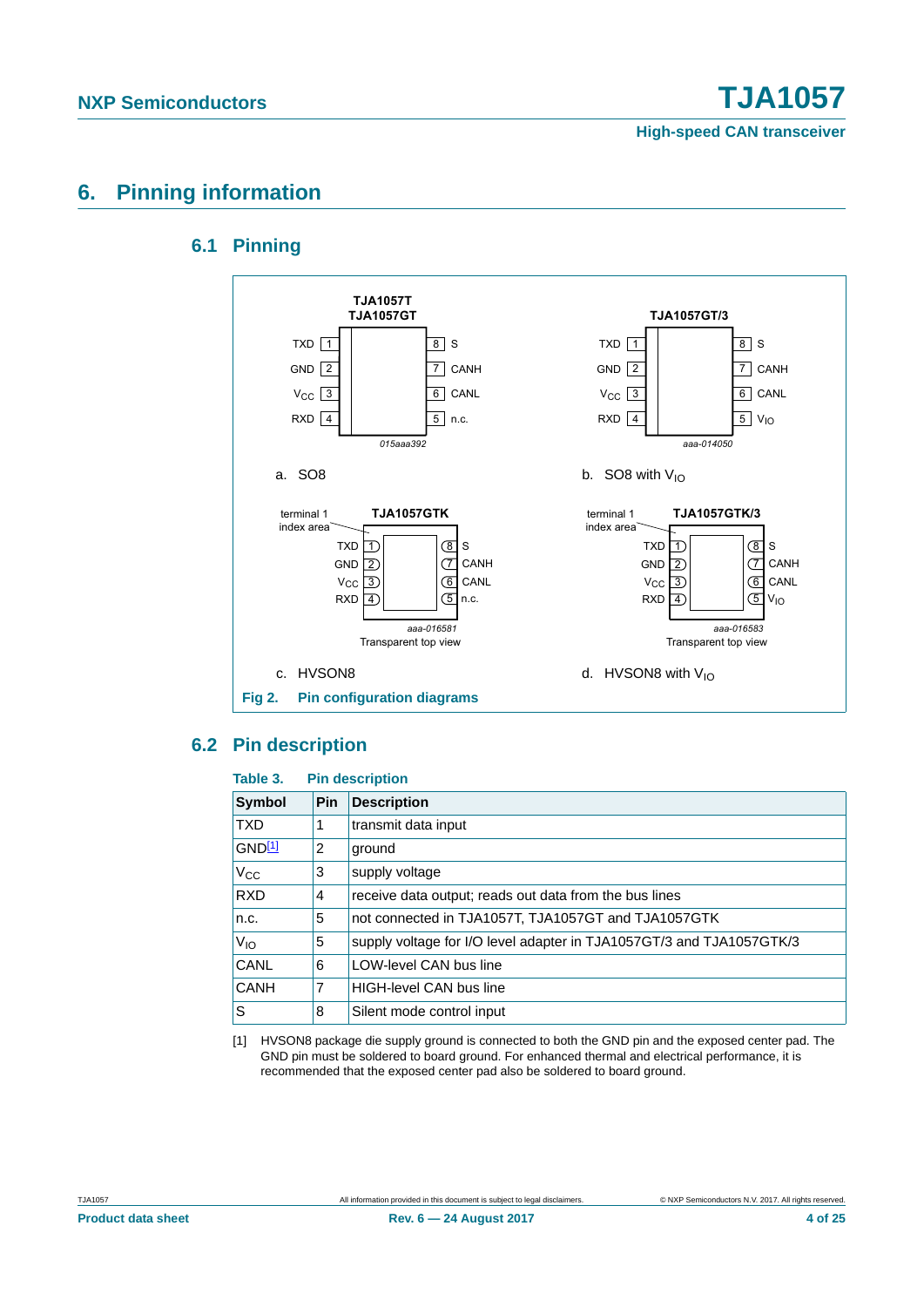# 6. Pinning information

## 6.1 Pinning

a. SO8

TJA1057T / TJA1057GT

| Pin | Symbol | Pin | Symbol |
|---|---|---|---|
| 1 | TXD | 8 | S |
| 2 | GND | 7 | CANH |
| 3 | $V_{CC}$ | 6 | CANL |
| 4 | RXD | 5 | n.c. |

015aaa392

b. SO8 with $V_{IO}$

TJA1057GT/3

| Pin | Symbol | Pin | Symbol |
|---|---|---|---|
| 1 | TXD | 8 | S |
| 2 | GND | 7 | CANH |
| 3 | $V_{CC}$ | 6 | CANL |
| 4 | RXD | 5 | $V_{IO}$ |

aaa-014050

c. HVSON8

TJA1057GTK (terminal 1 index area; Transparent top view)

| Pin | Symbol | Pin | Symbol |
|---|---|---|---|
| 1 | TXD | 8 | S |
| 2 | GND | 7 | CANH |
| 3 | $V_{CC}$ | 6 | CANL |
| 4 | RXD | 5 | n.c. |

aaa-016581

d. HVSON8 with $V_{IO}$

TJA1057GTK/3 (terminal 1 index area; Transparent top view)

| Pin | Symbol | Pin | Symbol |
|---|---|---|---|
| 1 | TXD | 8 | S |
| 2 | GND | 7 | CANH |
| 3 | $V_{CC}$ | 6 | CANL |
| 4 | RXD | 5 | $V_{IO}$ |

aaa-016583

**Fig 2. Pin configuration diagrams**

## 6.2 Pin description

**Table 3. Pin description**

| Symbol | Pin | Description |
|---|---|---|
| TXD | 1 | transmit data input |
| GND[1] | 2 | ground |
| $V_{CC}$ | 3 | supply voltage |
| RXD | 4 | receive data output; reads out data from the bus lines |
| n.c. | 5 | not connected in TJA1057T, TJA1057GT and TJA1057GTK |
| $V_{IO}$ | 5 | supply voltage for I/O level adapter in TJA1057GT/3 and TJA1057GTK/3 |
| CANL | 6 | LOW-level CAN bus line |
| CANH | 7 | HIGH-level CAN bus line |
| S | 8 | Silent mode control input |

[1] HVSON8 package die supply ground is connected to both the GND pin and the exposed center pad. The GND pin must be soldered to board ground. For enhanced thermal and electrical performance, it is recommended that the exposed center pad also be soldered to board ground.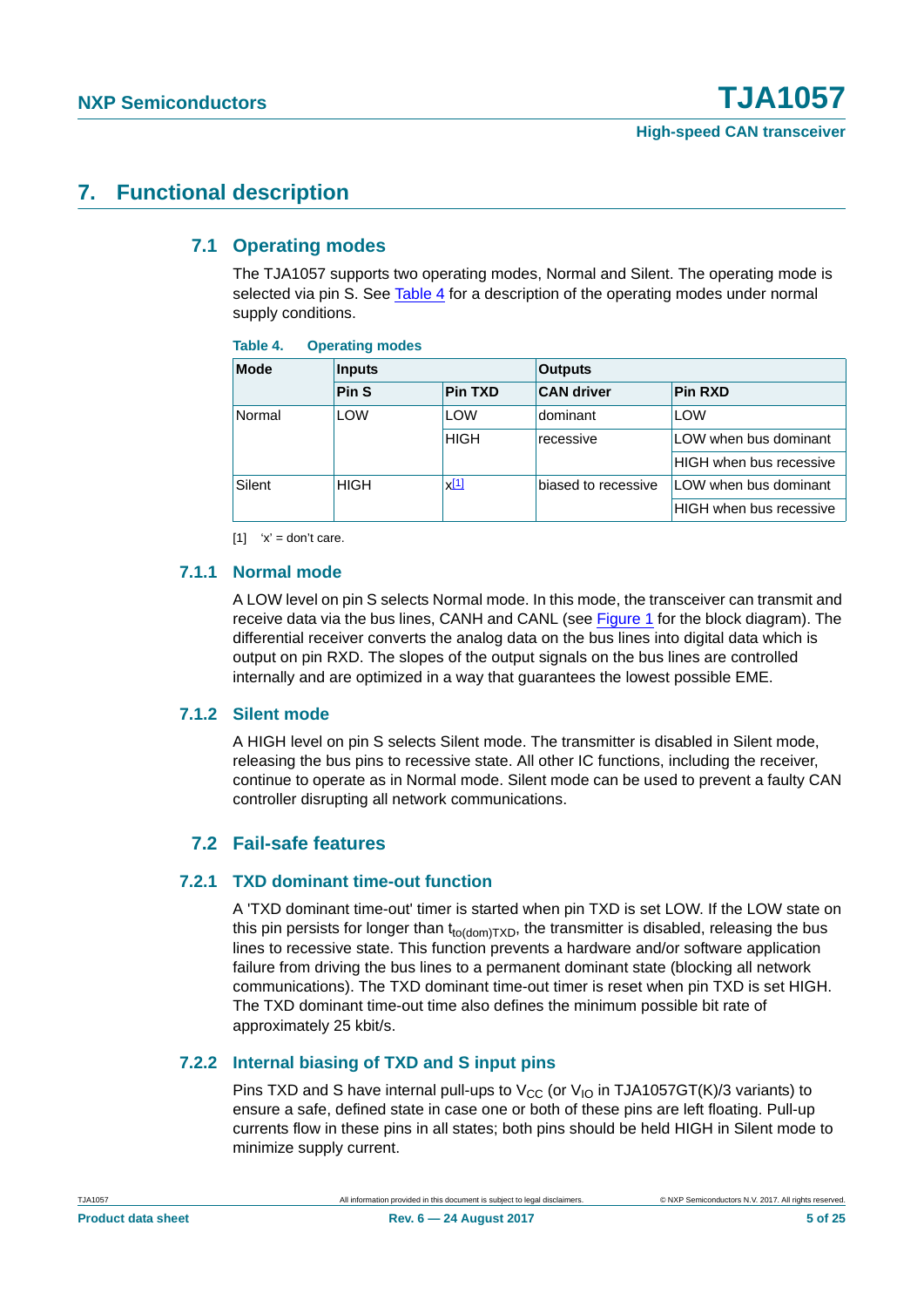# 7. Functional description

## 7.1 Operating modes

The TJA1057 supports two operating modes, Normal and Silent. The operating mode is selected via pin S. See Table 4 for a description of the operating modes under normal supply conditions.

**Table 4. Operating modes**

| Mode | Inputs | | Outputs | |
|---|---|---|---|---|
| | Pin S | Pin TXD | CAN driver | Pin RXD |
| Normal | LOW | LOW | dominant | LOW |
| | | HIGH | recessive | LOW when bus dominant |
| | | | | HIGH when bus recessive |
| Silent | HIGH | x[1] | biased to recessive | LOW when bus dominant |
| | | | | HIGH when bus recessive |

[1] 'x' = don't care.

### 7.1.1 Normal mode

A LOW level on pin S selects Normal mode. In this mode, the transceiver can transmit and receive data via the bus lines, CANH and CANL (see Figure 1 for the block diagram). The differential receiver converts the analog data on the bus lines into digital data which is output on pin RXD. The slopes of the output signals on the bus lines are controlled internally and are optimized in a way that guarantees the lowest possible EME.

### 7.1.2 Silent mode

A HIGH level on pin S selects Silent mode. The transmitter is disabled in Silent mode, releasing the bus pins to recessive state. All other IC functions, including the receiver, continue to operate as in Normal mode. Silent mode can be used to prevent a faulty CAN controller disrupting all network communications.

## 7.2 Fail-safe features

### 7.2.1 TXD dominant time-out function

A 'TXD dominant time-out' timer is started when pin TXD is set LOW. If the LOW state on this pin persists for longer than $t_{to(dom)TXD}$, the transmitter is disabled, releasing the bus lines to recessive state. This function prevents a hardware and/or software application failure from driving the bus lines to a permanent dominant state (blocking all network communications). The TXD dominant time-out timer is reset when pin TXD is set HIGH. The TXD dominant time-out time also defines the minimum possible bit rate of approximately 25 kbit/s.

### 7.2.2 Internal biasing of TXD and S input pins

Pins TXD and S have internal pull-ups to $V_{CC}$ (or $V_{IO}$ in TJA1057GT(K)/3 variants) to ensure a safe, defined state in case one or both of these pins are left floating. Pull-up currents flow in these pins in all states; both pins should be held HIGH in Silent mode to minimize supply current.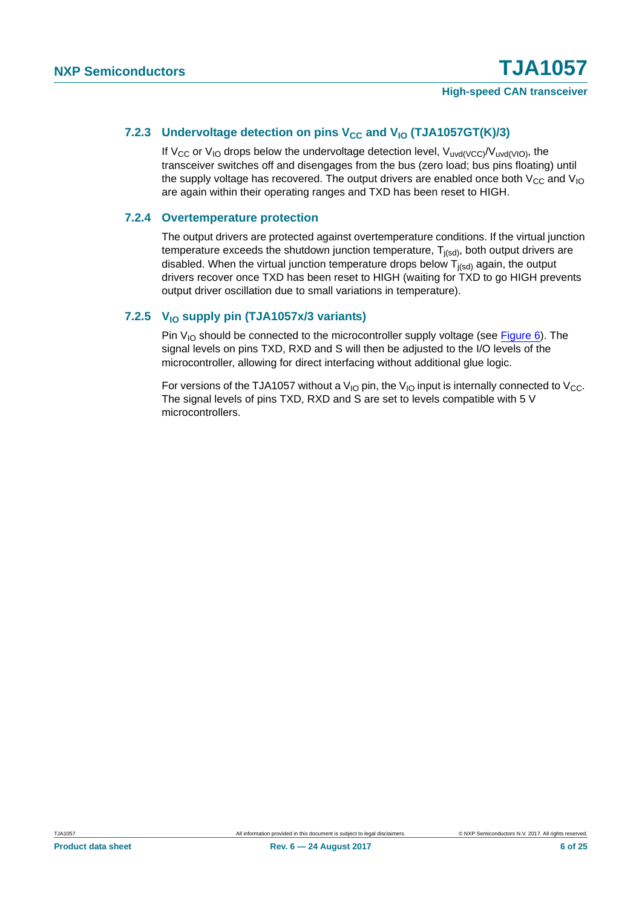### 7.2.3 Undervoltage detection on pins $V_{CC}$ and $V_{IO}$ (TJA1057GT(K)/3)

If $V_{CC}$ or $V_{IO}$ drops below the undervoltage detection level, $V_{uvd(VCC)}$/$V_{uvd(VIO)}$, the transceiver switches off and disengages from the bus (zero load; bus pins floating) until the supply voltage has recovered. The output drivers are enabled once both $V_{CC}$ and $V_{IO}$ are again within their operating ranges and TXD has been reset to HIGH.

### 7.2.4 Overtemperature protection

The output drivers are protected against overtemperature conditions. If the virtual junction temperature exceeds the shutdown junction temperature, $T_{j(sd)}$, both output drivers are disabled. When the virtual junction temperature drops below $T_{j(sd)}$ again, the output drivers recover once TXD has been reset to HIGH (waiting for TXD to go HIGH prevents output driver oscillation due to small variations in temperature).

### 7.2.5 $V_{IO}$ supply pin (TJA1057x/3 variants)

Pin $V_{IO}$ should be connected to the microcontroller supply voltage (see Figure 6). The signal levels on pins TXD, RXD and S will then be adjusted to the I/O levels of the microcontroller, allowing for direct interfacing without additional glue logic.

For versions of the TJA1057 without a $V_{IO}$ pin, the $V_{IO}$ input is internally connected to $V_{CC}$. The signal levels of pins TXD, RXD and S are set to levels compatible with 5 V microcontrollers.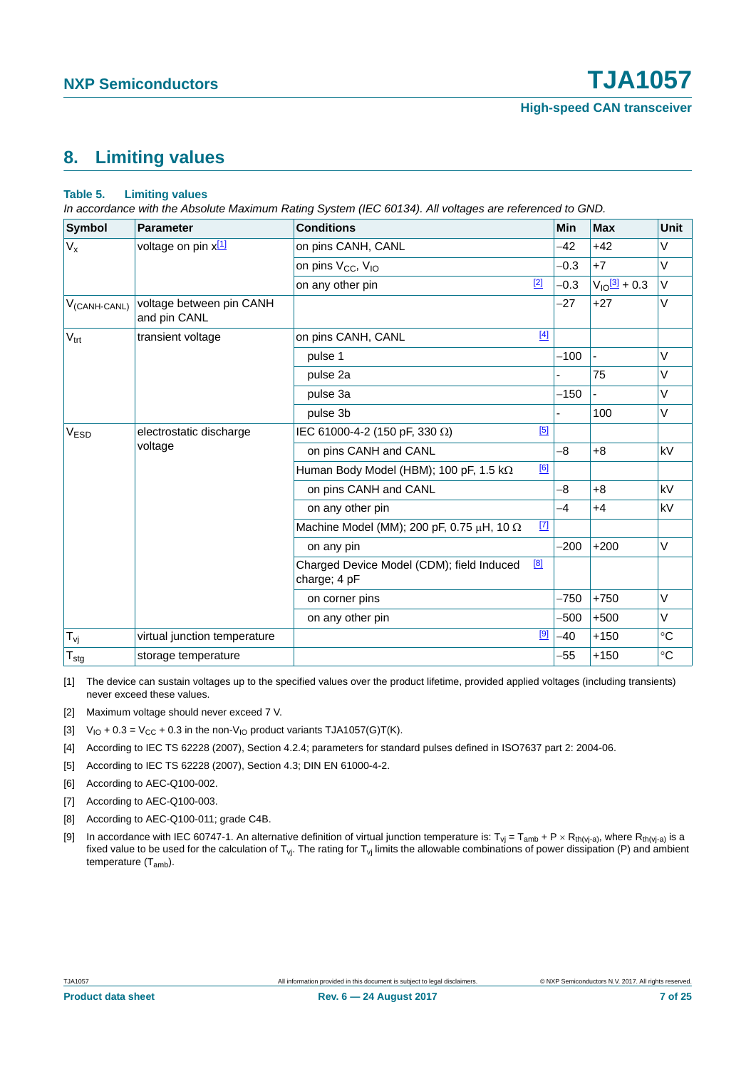## 8. Limiting values

**Table 5. Limiting values**

*In accordance with the Absolute Maximum Rating System (IEC 60134). All voltages are referenced to GND.*

| Symbol | Parameter | Conditions | Min | Max | Unit |
|---|---|---|---|---|---|
| $V_x$ | voltage on pin x[1] | on pins CANH, CANL | −42 | +42 | V |
| | | on pins $V_{CC}$, $V_{IO}$ | −0.3 | +7 | V |
| | | on any other pin [2] | −0.3 | $V_{IO}$[3] + 0.3 | V |
| $V_{(CANH-CANL)}$ | voltage between pin CANH and pin CANL | | −27 | +27 | V |
| $V_{trt}$ | transient voltage | on pins CANH, CANL [4] | | | |
| | | pulse 1 | −100 | - | V |
| | | pulse 2a | - | 75 | V |
| | | pulse 3a | −150 | - | V |
| | | pulse 3b | - | 100 | V |
| $V_{ESD}$ | electrostatic discharge voltage | IEC 61000-4-2 (150 pF, 330 Ω) [5] | | | |
| | | on pins CANH and CANL | −8 | +8 | kV |
| | | Human Body Model (HBM); 100 pF, 1.5 kΩ [6] | | | |
| | | on pins CANH and CANL | −8 | +8 | kV |
| | | on any other pin | −4 | +4 | kV |
| | | Machine Model (MM); 200 pF, 0.75 μH, 10 Ω [7] | | | |
| | | on any pin | −200 | +200 | V |
| | | Charged Device Model (CDM); field Induced charge; 4 pF [8] | | | |
| | | on corner pins | −750 | +750 | V |
| | | on any other pin | −500 | +500 | V |
| $T_{vj}$ | virtual junction temperature | [9] | −40 | +150 | °C |
| $T_{stg}$ | storage temperature | | −55 | +150 | °C |

[1] The device can sustain voltages up to the specified values over the product lifetime, provided applied voltages (including transients) never exceed these values.

[2] Maximum voltage should never exceed 7 V.

[3] $V_{IO}$ + 0.3 = $V_{CC}$ + 0.3 in the non-$V_{IO}$ product variants TJA1057(G)T(K).

[4] According to IEC TS 62228 (2007), Section 4.2.4; parameters for standard pulses defined in ISO7637 part 2: 2004-06.

[5] According to IEC TS 62228 (2007), Section 4.3; DIN EN 61000-4-2.

[6] According to AEC-Q100-002.

[7] According to AEC-Q100-003.

[8] According to AEC-Q100-011; grade C4B.

[9] In accordance with IEC 60747-1. An alternative definition of virtual junction temperature is: $T_{vj} = T_{amb} + P \times R_{th(vj-a)}$, where $R_{th(vj-a)}$ is a fixed value to be used for the calculation of $T_{vj}$. The rating for $T_{vj}$ limits the allowable combinations of power dissipation (P) and ambient temperature ($T_{amb}$).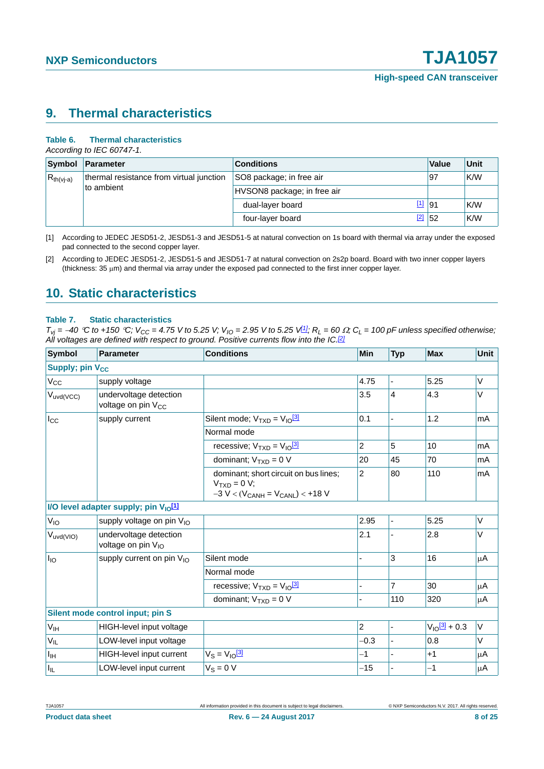## 9. Thermal characteristics

**Table 6. Thermal characteristics**

*According to IEC 60747-1.*

| Symbol | Parameter | Conditions | | Value | Unit |
|---|---|---|---|---|---|
| $R_{th(vj-a)}$ | thermal resistance from virtual junction to ambient | SO8 package; in free air | | 97 | K/W |
| | | HVSON8 package; in free air | | | |
| | | dual-layer board | [1] | 91 | K/W |
| | | four-layer board | [2] | 52 | K/W |

[1] According to JEDEC JESD51-2, JESD51-3 and JESD51-5 at natural convection on 1s board with thermal via array under the exposed pad connected to the second copper layer.

[2] According to JEDEC JESD51-2, JESD51-5 and JESD51-7 at natural convection on 2s2p board. Board with two inner copper layers (thickness: 35 μm) and thermal via array under the exposed pad connected to the first inner copper layer.

## 10. Static characteristics

**Table 7. Static characteristics**

*$T_{vj}$ = −40 °C to +150 °C; $V_{CC}$ = 4.75 V to 5.25 V; $V_{IO}$ = 2.95 V to 5.25 V[1]; $R_L$ = 60 Ω; $C_L$ = 100 pF unless specified otherwise; All voltages are defined with respect to ground. Positive currents flow into the IC.[2]*

| Symbol | Parameter | Conditions | Min | Typ | Max | Unit |
|---|---|---|---|---|---|---|
| **Supply; pin $V_{CC}$** | | | | | | |
| $V_{CC}$ | supply voltage | | 4.75 | - | 5.25 | V |
| $V_{uvd(VCC)}$ | undervoltage detection voltage on pin $V_{CC}$ | | 3.5 | 4 | 4.3 | V |
| $I_{CC}$ | supply current | Silent mode; $V_{TXD}$ = $V_{IO}$[3] | 0.1 | - | 1.2 | mA |
| | | Normal mode | | | | |
| | | recessive; $V_{TXD}$ = $V_{IO}$[3] | 2 | 5 | 10 | mA |
| | | dominant; $V_{TXD}$ = 0 V | 20 | 45 | 70 | mA |
| | | dominant; short circuit on bus lines; $V_{TXD}$ = 0 V; −3 V < ($V_{CANH}$ = $V_{CANL}$) < +18 V | 2 | 80 | 110 | mA |
| **I/O level adapter supply; pin $V_{IO}$[1]** | | | | | | |
| $V_{IO}$ | supply voltage on pin $V_{IO}$ | | 2.95 | - | 5.25 | V |
| $V_{uvd(VIO)}$ | undervoltage detection voltage on pin $V_{IO}$ | | 2.1 | - | 2.8 | V |
| $I_{IO}$ | supply current on pin $V_{IO}$ | Silent mode | - | 3 | 16 | μA |
| | | Normal mode | | | | |
| | | recessive; $V_{TXD}$ = $V_{IO}$[3] | - | 7 | 30 | μA |
| | | dominant; $V_{TXD}$ = 0 V | - | 110 | 320 | μA |
| **Silent mode control input; pin S** | | | | | | |
| $V_{IH}$ | HIGH-level input voltage | | 2 | - | $V_{IO}$[3] + 0.3 | V |
| $V_{IL}$ | LOW-level input voltage | | −0.3 | - | 0.8 | V |
| $I_{IH}$ | HIGH-level input current | $V_S$ = $V_{IO}$[3] | −1 | - | +1 | μA |
| $I_{IL}$ | LOW-level input current | $V_S$ = 0 V | −15 | - | −1 | μA |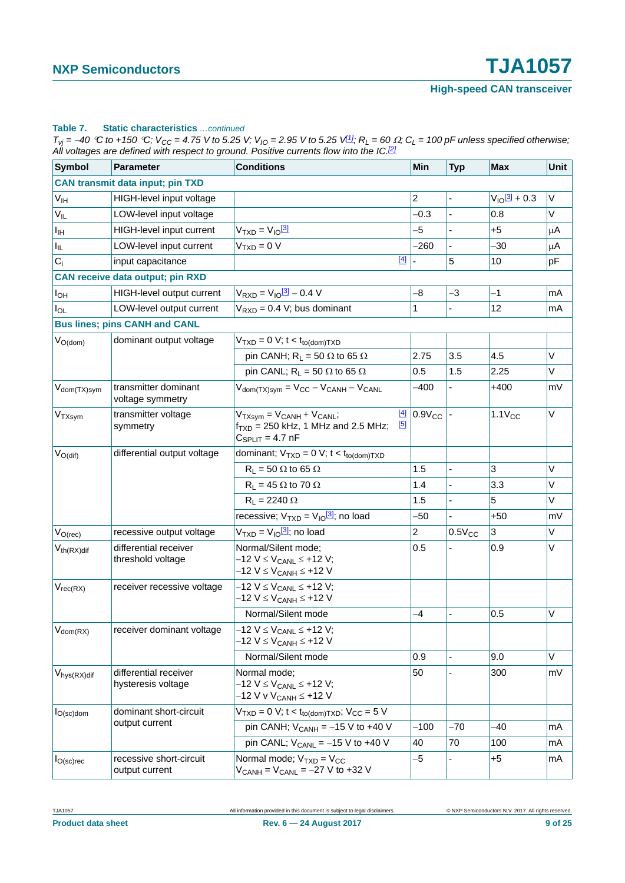**Table 7. Static characteristics** *...continued*

*$T_{vj}$ = −40 °C to +150 °C; $V_{CC}$ = 4.75 V to 5.25 V; $V_{IO}$ = 2.95 V to 5.25 V[1]; $R_L$ = 60 Ω; $C_L$ = 100 pF unless specified otherwise; All voltages are defined with respect to ground. Positive currents flow into the IC.[2]*

| Symbol | Parameter | Conditions | Min | Typ | Max | Unit |
|---|---|---|---|---|---|---|
| **CAN transmit data input; pin TXD** | | | | | | |
| $V_{IH}$ | HIGH-level input voltage | | 2 | - | $V_{IO}$[3] + 0.3 | V |
| $V_{IL}$ | LOW-level input voltage | | −0.3 | - | 0.8 | V |
| $I_{IH}$ | HIGH-level input current | $V_{TXD} = V_{IO}$[3] | −5 | - | +5 | μA |
| $I_{IL}$ | LOW-level input current | $V_{TXD}$ = 0 V | −260 | - | −30 | μA |
| $C_i$ | input capacitance | [4] | - | 5 | 10 | pF |
| **CAN receive data output; pin RXD** | | | | | | |
| $I_{OH}$ | HIGH-level output current | $V_{RXD} = V_{IO}$[3] − 0.4 V | −8 | −3 | −1 | mA |
| $I_{OL}$ | LOW-level output current | $V_{RXD}$ = 0.4 V; bus dominant | 1 | - | 12 | mA |
| **Bus lines; pins CANH and CANL** | | | | | | |
| $V_{O(dom)}$ | dominant output voltage | $V_{TXD}$ = 0 V; $t < t_{to(dom)TXD}$ | | | | |
| | | pin CANH; $R_L$ = 50 Ω to 65 Ω | 2.75 | 3.5 | 4.5 | V |
| | | pin CANL; $R_L$ = 50 Ω to 65 Ω | 0.5 | 1.5 | 2.25 | V |
| $V_{dom(TX)sym}$ | transmitter dominant voltage symmetry | $V_{dom(TX)sym} = V_{CC} - V_{CANH} - V_{CANL}$ | −400 | - | +400 | mV |
| $V_{TXsym}$ | transmitter voltage symmetry | $V_{TXsym} = V_{CANH} + V_{CANL}$; $f_{TXD}$ = 250 kHz, 1 MHz and 2.5 MHz; $C_{SPLIT}$ = 4.7 nF [4] [5] | $0.9V_{CC}$ | - | $1.1V_{CC}$ | V |
| $V_{O(dif)}$ | differential output voltage | dominant; $V_{TXD}$ = 0 V; $t < t_{to(dom)TXD}$ | | | | |
| | | $R_L$ = 50 Ω to 65 Ω | 1.5 | - | 3 | V |
| | | $R_L$ = 45 Ω to 70 Ω | 1.4 | - | 3.3 | V |
| | | $R_L$ = 2240 Ω | 1.5 | - | 5 | V |
| | | recessive; $V_{TXD} = V_{IO}$[3]; no load | −50 | - | +50 | mV |
| $V_{O(rec)}$ | recessive output voltage | $V_{TXD} = V_{IO}$[3]; no load | 2 | $0.5V_{CC}$ | 3 | V |
| $V_{th(RX)dif}$ | differential receiver threshold voltage | Normal/Silent mode; $-12\text{ V} \le V_{CANL} \le +12\text{ V}$; $-12\text{ V} \le V_{CANH} \le +12\text{ V}$ | 0.5 | - | 0.9 | V |
| $V_{rec(RX)}$ | receiver recessive voltage | $-12\text{ V} \le V_{CANL} \le +12\text{ V}$; $-12\text{ V} \le V_{CANH} \le +12\text{ V}$ | | | | |
| | | Normal/Silent mode | −4 | - | 0.5 | V |
| $V_{dom(RX)}$ | receiver dominant voltage | $-12\text{ V} \le V_{CANL} \le +12\text{ V}$; $-12\text{ V} \le V_{CANH} \le +12\text{ V}$ | | | | |
| | | Normal/Silent mode | 0.9 | - | 9.0 | V |
| $V_{hys(RX)dif}$ | differential receiver hysteresis voltage | Normal mode; $-12\text{ V} \le V_{CANL} \le +12\text{ V}$; −12 V v $V_{CANH} \le$ +12 V | 50 | - | 300 | mV |
| $I_{O(sc)dom}$ | dominant short-circuit output current | $V_{TXD}$ = 0 V; $t < t_{to(dom)TXD}$; $V_{CC}$ = 5 V | | | | |
| | | pin CANH; $V_{CANH}$ = −15 V to +40 V | −100 | −70 | −40 | mA |
| | | pin CANL; $V_{CANL}$ = −15 V to +40 V | 40 | 70 | 100 | mA |
| $I_{O(sc)rec}$ | recessive short-circuit output current | Normal mode; $V_{TXD} = V_{CC}$; $V_{CANH} = V_{CANL}$ = −27 V to +32 V | −5 | - | +5 | mA |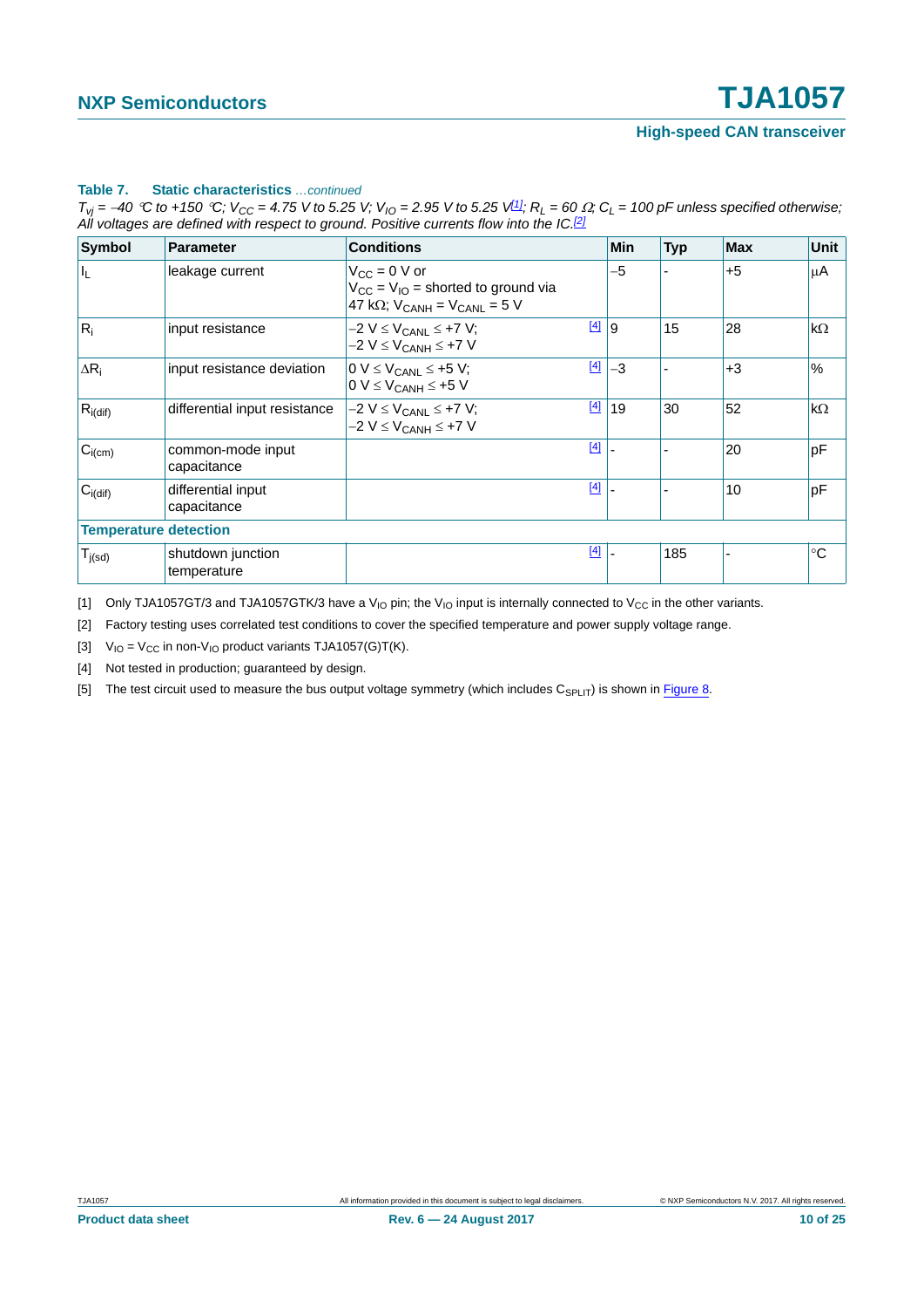**Table 7. Static characteristics** *...continued*

*$T_{vj}$ = −40 °C to +150 °C; $V_{CC}$ = 4.75 V to 5.25 V; $V_{IO}$ = 2.95 V to 5.25 V[1]; $R_L$ = 60 Ω; $C_L$ = 100 pF unless specified otherwise; All voltages are defined with respect to ground. Positive currents flow into the IC.[2]*

| Symbol | Parameter | Conditions | | Min | Typ | Max | Unit |
|---|---|---|---|---|---|---|---|
| $I_L$ | leakage current | $V_{CC}$ = 0 V or $V_{CC}$ = $V_{IO}$ = shorted to ground via 47 kΩ; $V_{CANH}$ = $V_{CANL}$ = 5 V | | −5 | - | +5 | μA |
| $R_i$ | input resistance | −2 V ≤ $V_{CANL}$ ≤ +7 V; −2 V ≤ $V_{CANH}$ ≤ +7 V | [4] | 9 | 15 | 28 | kΩ |
| $\Delta R_i$ | input resistance deviation | 0 V ≤ $V_{CANL}$ ≤ +5 V; 0 V ≤ $V_{CANH}$ ≤ +5 V | [4] | −3 | - | +3 | % |
| $R_{i(dif)}$ | differential input resistance | −2 V ≤ $V_{CANL}$ ≤ +7 V; −2 V ≤ $V_{CANH}$ ≤ +7 V | [4] | 19 | 30 | 52 | kΩ |
| $C_{i(cm)}$ | common-mode input capacitance | | [4] | - | - | 20 | pF |
| $C_{i(dif)}$ | differential input capacitance | | [4] | - | - | 10 | pF |
| **Temperature detection** | | | | | | | |
| $T_{j(sd)}$ | shutdown junction temperature | | [4] | - | 185 | - | °C |

[1] Only TJA1057GT/3 and TJA1057GTK/3 have a $V_{IO}$ pin; the $V_{IO}$ input is internally connected to $V_{CC}$ in the other variants.

[2] Factory testing uses correlated test conditions to cover the specified temperature and power supply voltage range.

[3] $V_{IO}$ = $V_{CC}$ in non-$V_{IO}$ product variants TJA1057(G)T(K).

[4] Not tested in production; guaranteed by design.

[5] The test circuit used to measure the bus output voltage symmetry (which includes $C_{SPLIT}$) is shown in Figure 8.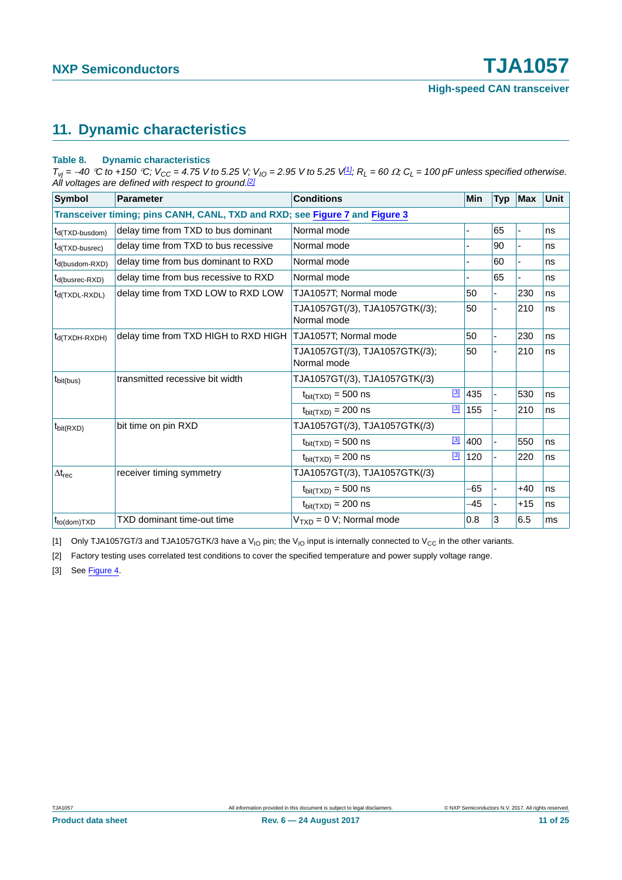## 11. Dynamic characteristics

**Table 8. Dynamic characteristics**

*$T_{vj}$ = −40 °C to +150 °C; $V_{CC}$ = 4.75 V to 5.25 V; $V_{IO}$ = 2.95 V to 5.25 V[1]; $R_L$ = 60 Ω; $C_L$ = 100 pF unless specified otherwise. All voltages are defined with respect to ground.[2]*

| Symbol | Parameter | Conditions | Min | Typ | Max | Unit |
|---|---|---|---|---|---|---|
| **Transceiver timing; pins CANH, CANL, TXD and RXD; see Figure 7 and Figure 3** | | | | | | |
| $t_{d(TXD-busdom)}$ | delay time from TXD to bus dominant | Normal mode | - | 65 | - | ns |
| $t_{d(TXD-busrec)}$ | delay time from TXD to bus recessive | Normal mode | - | 90 | - | ns |
| $t_{d(busdom-RXD)}$ | delay time from bus dominant to RXD | Normal mode | - | 60 | - | ns |
| $t_{d(busrec-RXD)}$ | delay time from bus recessive to RXD | Normal mode | - | 65 | - | ns |
| $t_{d(TXDL-RXDL)}$ | delay time from TXD LOW to RXD LOW | TJA1057T; Normal mode | 50 | - | 230 | ns |
| | | TJA1057GT(/3), TJA1057GTK(/3); Normal mode | 50 | - | 210 | ns |
| $t_{d(TXDH-RXDH)}$ | delay time from TXD HIGH to RXD HIGH | TJA1057T; Normal mode | 50 | - | 230 | ns |
| | | TJA1057GT(/3), TJA1057GTK(/3); Normal mode | 50 | - | 210 | ns |
| $t_{bit(bus)}$ | transmitted recessive bit width | TJA1057GT(/3), TJA1057GTK(/3) | | | | |
| | | $t_{bit(TXD)}$ = 500 ns [3] | 435 | - | 530 | ns |
| | | $t_{bit(TXD)}$ = 200 ns [3] | 155 | - | 210 | ns |
| $t_{bit(RXD)}$ | bit time on pin RXD | TJA1057GT(/3), TJA1057GTK(/3) | | | | |
| | | $t_{bit(TXD)}$ = 500 ns [3] | 400 | - | 550 | ns |
| | | $t_{bit(TXD)}$ = 200 ns [3] | 120 | - | 220 | ns |
| $\Delta t_{rec}$ | receiver timing symmetry | TJA1057GT(/3), TJA1057GTK(/3) | | | | |
| | | $t_{bit(TXD)}$ = 500 ns | −65 | - | +40 | ns |
| | | $t_{bit(TXD)}$ = 200 ns | −45 | - | +15 | ns |
| $t_{to(dom)TXD}$ | TXD dominant time-out time | $V_{TXD}$ = 0 V; Normal mode | 0.8 | 3 | 6.5 | ms |

[1] Only TJA1057GT/3 and TJA1057GTK/3 have a $V_{IO}$ pin; the $V_{IO}$ input is internally connected to $V_{CC}$ in the other variants.

[2] Factory testing uses correlated test conditions to cover the specified temperature and power supply voltage range.

[3] See Figure 4.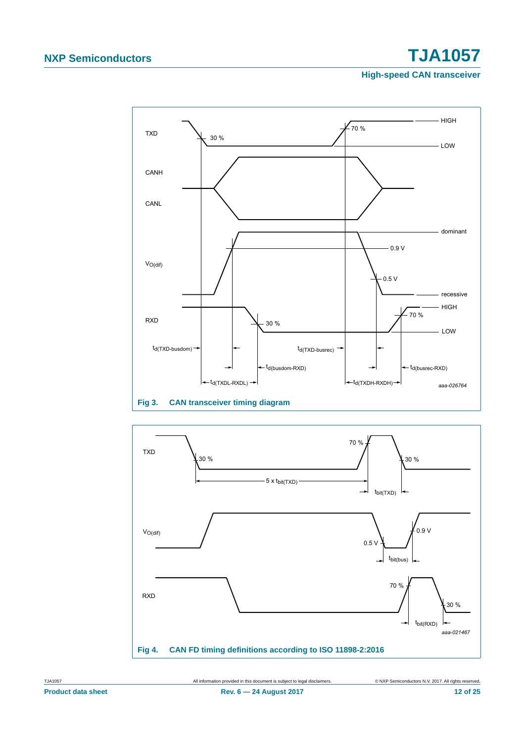Fig 3. CAN transceiver timing diagram

Fig 4. CAN FD timing definitions according to ISO 11898-2:2016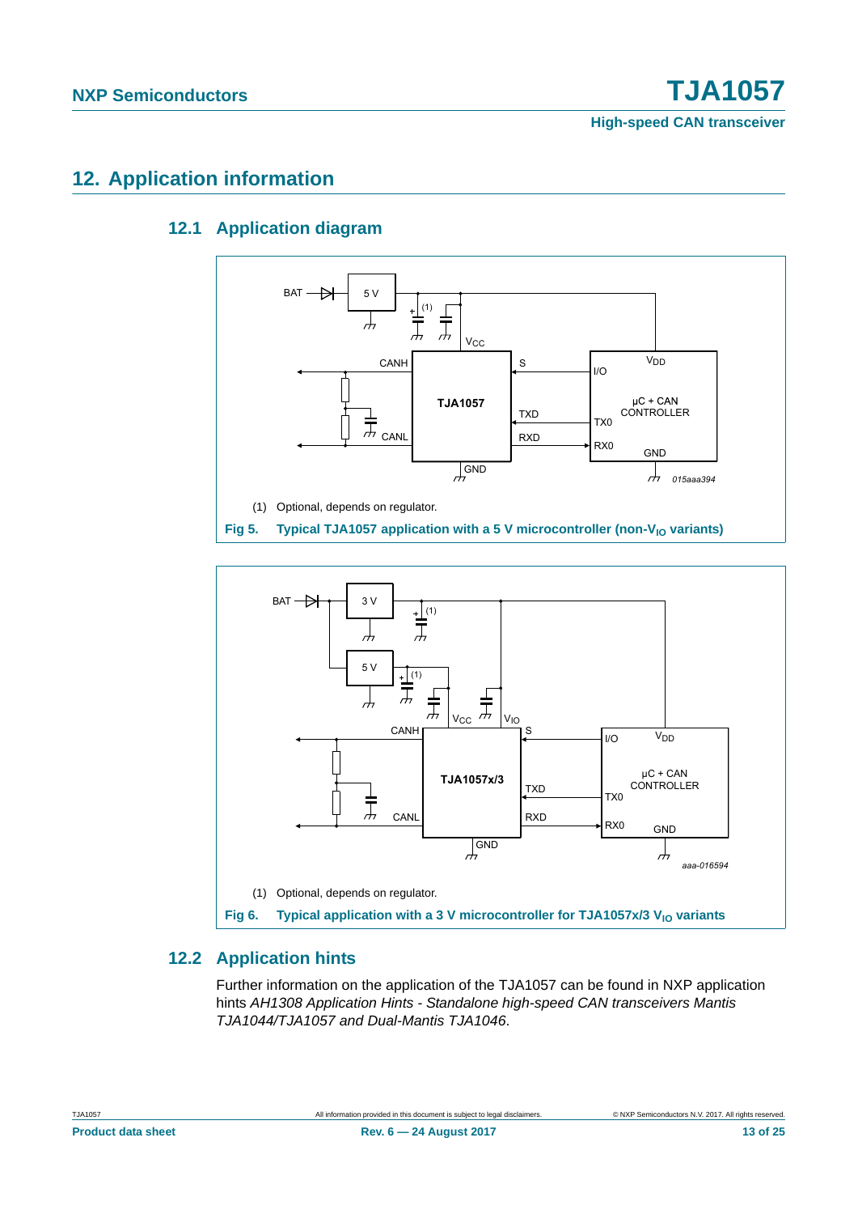## 12. Application information

### 12.1 Application diagram

(1) Optional, depends on regulator.

**Fig 5. Typical TJA1057 application with a 5 V microcontroller (non-$V_{IO}$ variants)**

(1) Optional, depends on regulator.

**Fig 6. Typical application with a 3 V microcontroller for TJA1057x/3 $V_{IO}$ variants**

### 12.2 Application hints

Further information on the application of the TJA1057 can be found in NXP application hints *AH1308 Application Hints - Standalone high-speed CAN transceivers Mantis TJA1044/TJA1057 and Dual-Mantis TJA1046*.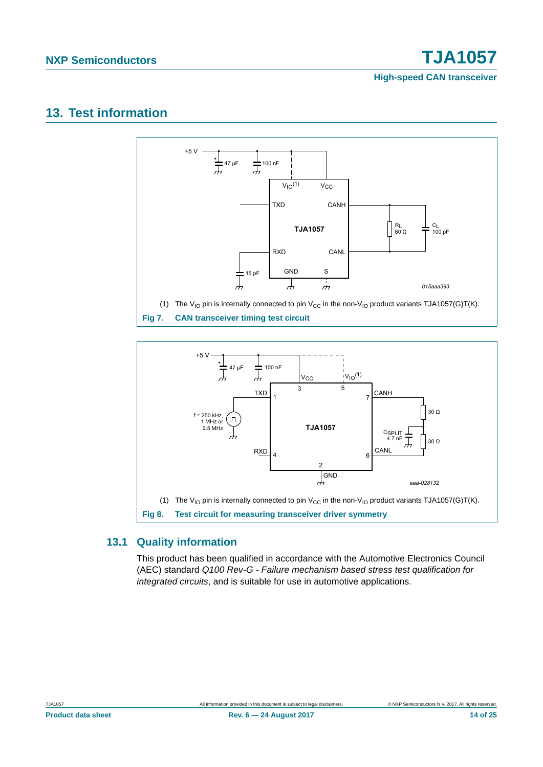## 13. Test information

(1) The $V_{IO}$ pin is internally connected to pin $V_{CC}$ in the non-$V_{IO}$ product variants TJA1057(G)T(K).

**Fig 7. CAN transceiver timing test circuit**

(1) The $V_{IO}$ pin is internally connected to pin $V_{CC}$ in the non-$V_{IO}$ product variants TJA1057(G)T(K).

**Fig 8. Test circuit for measuring transceiver driver symmetry**

### 13.1 Quality information

This product has been qualified in accordance with the Automotive Electronics Council (AEC) standard *Q100 Rev-G - Failure mechanism based stress test qualification for integrated circuits*, and is suitable for use in automotive applications.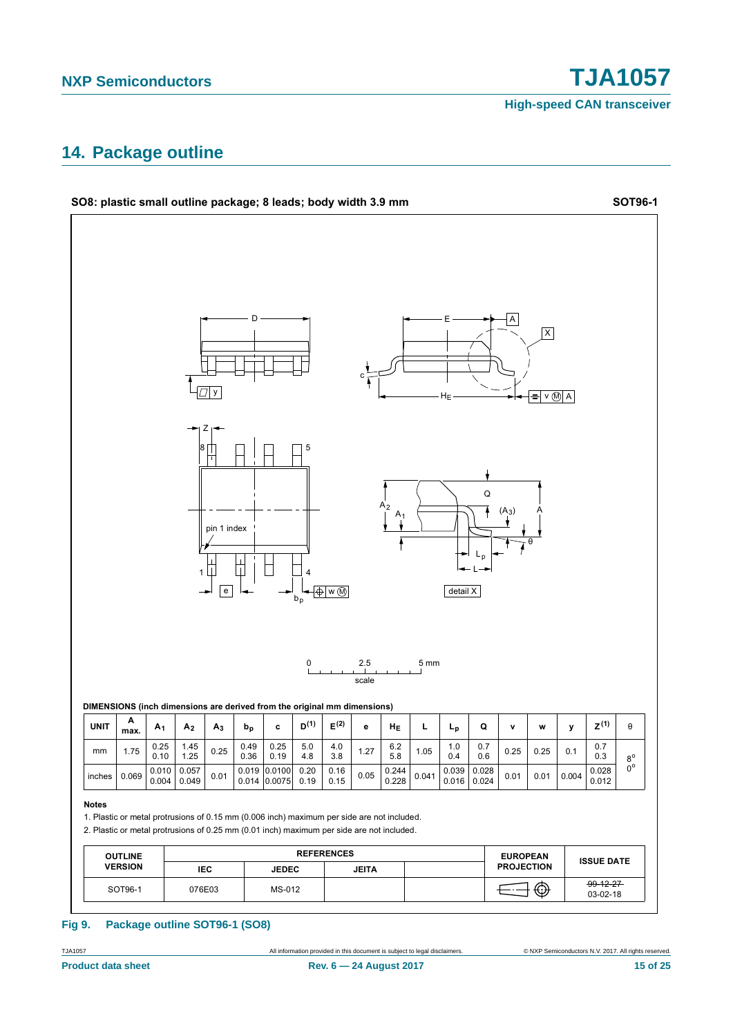## 14. Package outline

**SO8: plastic small outline package; 8 leads; body width 3.9 mm** **SOT96-1**

**DIMENSIONS (inch dimensions are derived from the original mm dimensions)**

| UNIT | A max. | $A_1$ | $A_2$ | $A_3$ | $b_p$ | c | $D^{(1)}$ | $E^{(2)}$ | e | $H_E$ | L | $L_p$ | Q | v | w | y | $Z^{(1)}$ | θ |
|---|---|---|---|---|---|---|---|---|---|---|---|---|---|---|---|---|---|---|
| mm | 1.75 | 0.25<br>0.10 | 1.45<br>1.25 | 0.25 | 0.49<br>0.36 | 0.25<br>0.19 | 5.0<br>4.8 | 4.0<br>3.8 | 1.27 | 6.2<br>5.8 | 1.05 | 1.0<br>0.4 | 0.7<br>0.6 | 0.25 | 0.25 | 0.1 | 0.7<br>0.3 | 8°<br>0° |
| inches | 0.069 | 0.010<br>0.004 | 0.057<br>0.049 | 0.01 | 0.019<br>0.014 | 0.0100<br>0.0075 | 0.20<br>0.19 | 0.16<br>0.15 | 0.05 | 0.244<br>0.228 | 0.041 | 0.039<br>0.016 | 0.028<br>0.024 | 0.01 | 0.01 | 0.004 | 0.028<br>0.012 | |

**Notes**

1. Plastic or metal protrusions of 0.15 mm (0.006 inch) maximum per side are not included.
2. Plastic or metal protrusions of 0.25 mm (0.01 inch) maximum per side are not included.

| OUTLINE VERSION | REFERENCES | | | | EUROPEAN PROJECTION | ISSUE DATE |
|---|---|---|---|---|---|---|
| | IEC | JEDEC | JEITA | | | |
| SOT96-1 | 076E03 | MS-012 | | | | ~~99-12-27~~<br>03-02-18 |

**Fig 9. Package outline SOT96-1 (SO8)**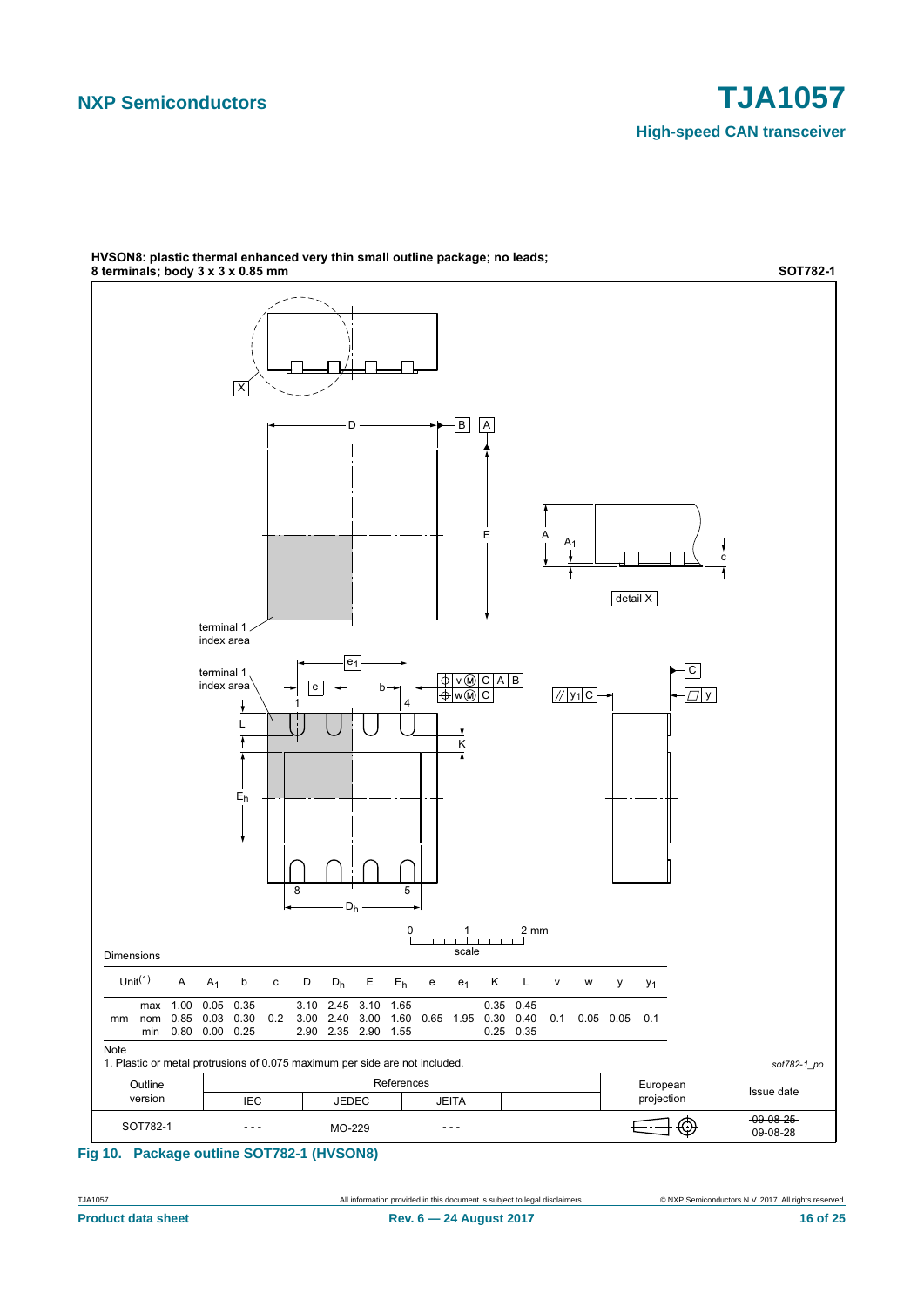**HVSON8: plastic thermal enhanced very thin small outline package; no leads; 8 terminals; body 3 x 3 x 0.85 mm** **SOT782-1**

Dimensions

| Unit[1] | | A | $A_1$ | b | c | D | $D_h$ | E | $E_h$ | e | $e_1$ | K | L | v | w | y | $y_1$ |
|---|---|---|---|---|---|---|---|---|---|---|---|---|---|---|---|---|---|
| mm | max | 1.00 | 0.05 | 0.35 | | 3.10 | 2.45 | 3.10 | 1.65 | | | 0.35 | 0.45 | | | | |
| | nom | 0.85 | 0.03 | 0.30 | 0.2 | 3.00 | 2.40 | 3.00 | 1.60 | 0.65 | 1.95 | 0.30 | 0.40 | 0.1 | 0.05 | 0.05 | 0.1 |
| | min | 0.80 | 0.00 | 0.25 | | 2.90 | 2.35 | 2.90 | 1.55 | | | 0.25 | 0.35 | | | | |

Note

1. Plastic or metal protrusions of 0.075 maximum per side are not included.

*sot782-1_po*

| Outline version | References | | | | European projection | Issue date |
|---|---|---|---|---|---|---|
| | IEC | JEDEC | JEITA | | | |
| SOT782-1 | - - - | MO-229 | - - - | | | ~~09-08-25~~ 09-08-28 |

**Fig 10. Package outline SOT782-1 (HVSON8)**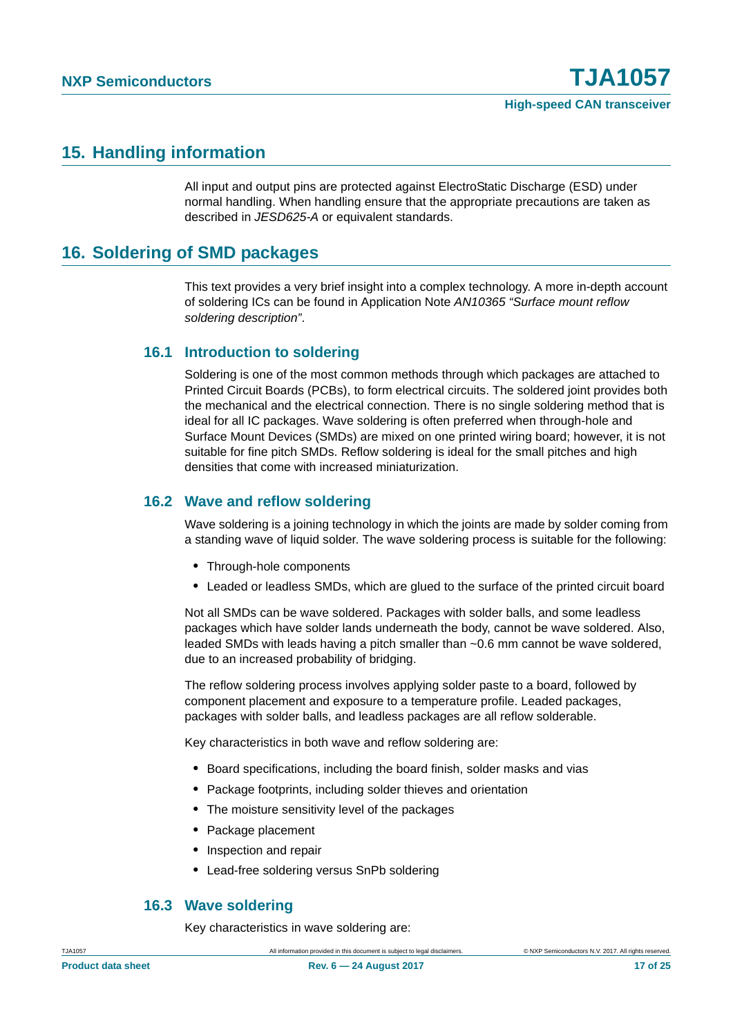## 15. Handling information

All input and output pins are protected against ElectroStatic Discharge (ESD) under normal handling. When handling ensure that the appropriate precautions are taken as described in *JESD625-A* or equivalent standards.

## 16. Soldering of SMD packages

This text provides a very brief insight into a complex technology. A more in-depth account of soldering ICs can be found in Application Note *AN10365 "Surface mount reflow soldering description"*.

### 16.1 Introduction to soldering

Soldering is one of the most common methods through which packages are attached to Printed Circuit Boards (PCBs), to form electrical circuits. The soldered joint provides both the mechanical and the electrical connection. There is no single soldering method that is ideal for all IC packages. Wave soldering is often preferred when through-hole and Surface Mount Devices (SMDs) are mixed on one printed wiring board; however, it is not suitable for fine pitch SMDs. Reflow soldering is ideal for the small pitches and high densities that come with increased miniaturization.

### 16.2 Wave and reflow soldering

Wave soldering is a joining technology in which the joints are made by solder coming from a standing wave of liquid solder. The wave soldering process is suitable for the following:

- Through-hole components
- Leaded or leadless SMDs, which are glued to the surface of the printed circuit board

Not all SMDs can be wave soldered. Packages with solder balls, and some leadless packages which have solder lands underneath the body, cannot be wave soldered. Also, leaded SMDs with leads having a pitch smaller than ~0.6 mm cannot be wave soldered, due to an increased probability of bridging.

The reflow soldering process involves applying solder paste to a board, followed by component placement and exposure to a temperature profile. Leaded packages, packages with solder balls, and leadless packages are all reflow solderable.

Key characteristics in both wave and reflow soldering are:

- Board specifications, including the board finish, solder masks and vias
- Package footprints, including solder thieves and orientation
- The moisture sensitivity level of the packages
- Package placement
- Inspection and repair
- Lead-free soldering versus SnPb soldering

### 16.3 Wave soldering

Key characteristics in wave soldering are: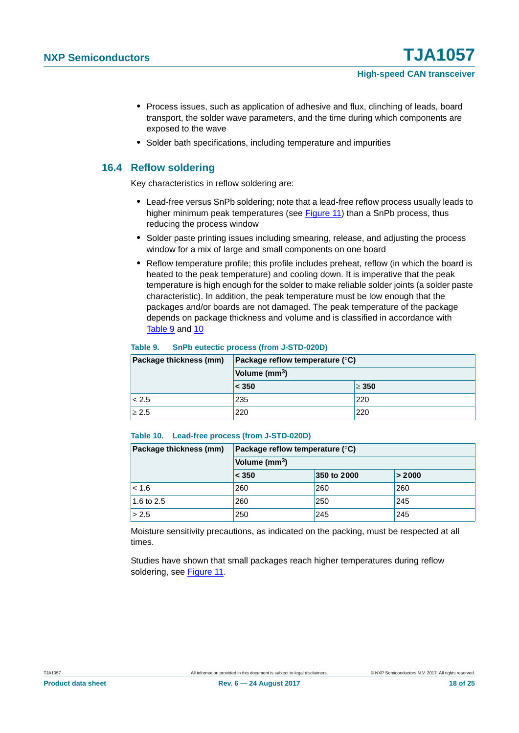- Process issues, such as application of adhesive and flux, clinching of leads, board transport, the solder wave parameters, and the time during which components are exposed to the wave
- Solder bath specifications, including temperature and impurities

## 16.4 Reflow soldering

Key characteristics in reflow soldering are:

- Lead-free versus SnPb soldering; note that a lead-free reflow process usually leads to higher minimum peak temperatures (see Figure 11) than a SnPb process, thus reducing the process window
- Solder paste printing issues including smearing, release, and adjusting the process window for a mix of large and small components on one board
- Reflow temperature profile; this profile includes preheat, reflow (in which the board is heated to the peak temperature) and cooling down. It is imperative that the peak temperature is high enough for the solder to make reliable solder joints (a solder paste characteristic). In addition, the peak temperature must be low enough that the packages and/or boards are not damaged. The peak temperature of the package depends on package thickness and volume and is classified in accordance with Table 9 and 10

**Table 9. SnPb eutectic process (from J-STD-020D)**

| Package thickness (mm) | Package reflow temperature (°C) | |
|---|---|---|
| | Volume ($mm^3$) | |
| | < 350 | ≥ 350 |
| < 2.5 | 235 | 220 |
| ≥ 2.5 | 220 | 220 |

**Table 10. Lead-free process (from J-STD-020D)**

| Package thickness (mm) | Package reflow temperature (°C) | | |
|---|---|---|---|
| | Volume ($mm^3$) | | |
| | < 350 | 350 to 2000 | > 2000 |
| < 1.6 | 260 | 260 | 260 |
| 1.6 to 2.5 | 260 | 250 | 245 |
| > 2.5 | 250 | 245 | 245 |

Moisture sensitivity precautions, as indicated on the packing, must be respected at all times.

Studies have shown that small packages reach higher temperatures during reflow soldering, see Figure 11.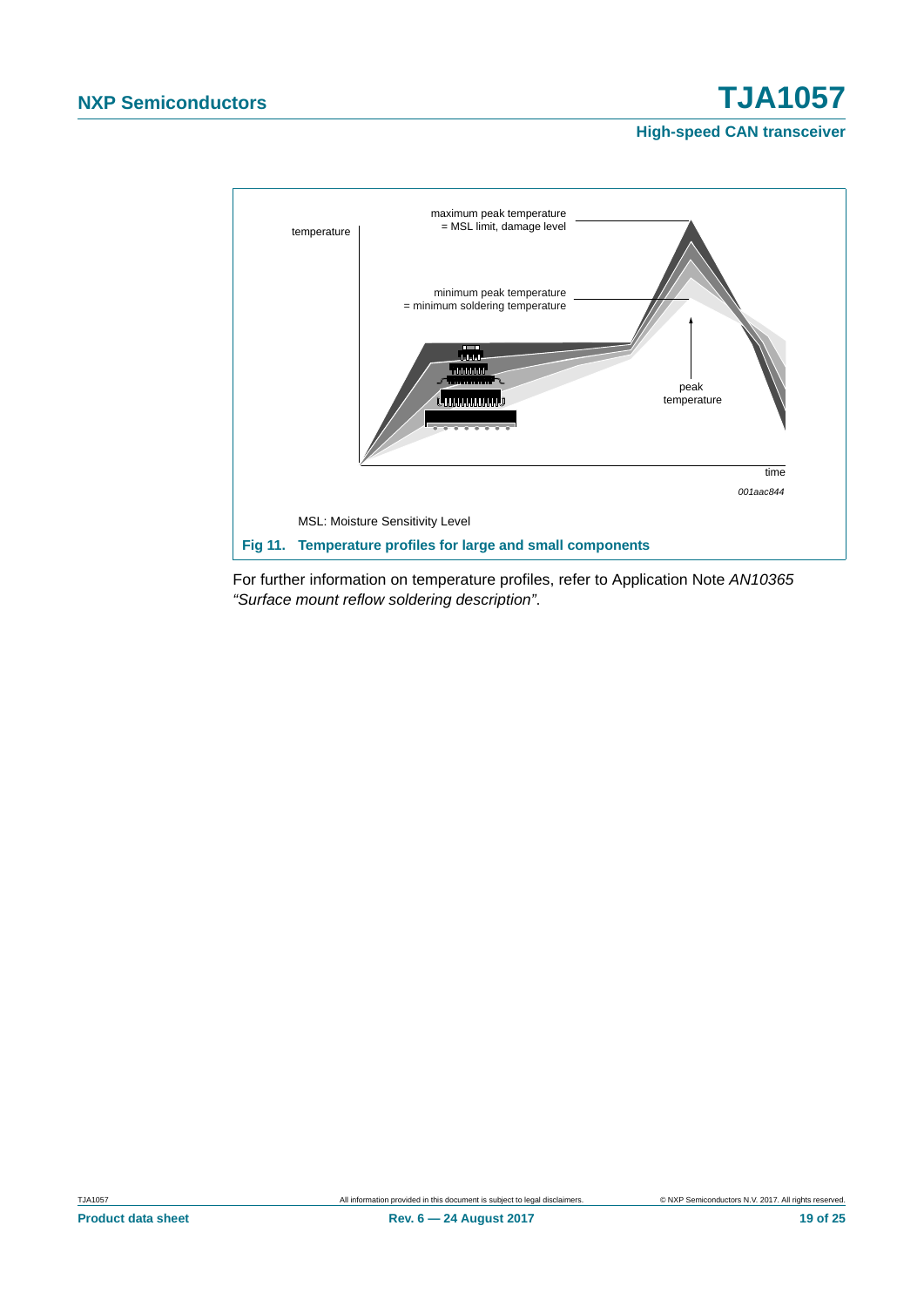MSL: Moisture Sensitivity Level

**Fig 11. Temperature profiles for large and small components**

For further information on temperature profiles, refer to Application Note *AN10365 “Surface mount reflow soldering description”*.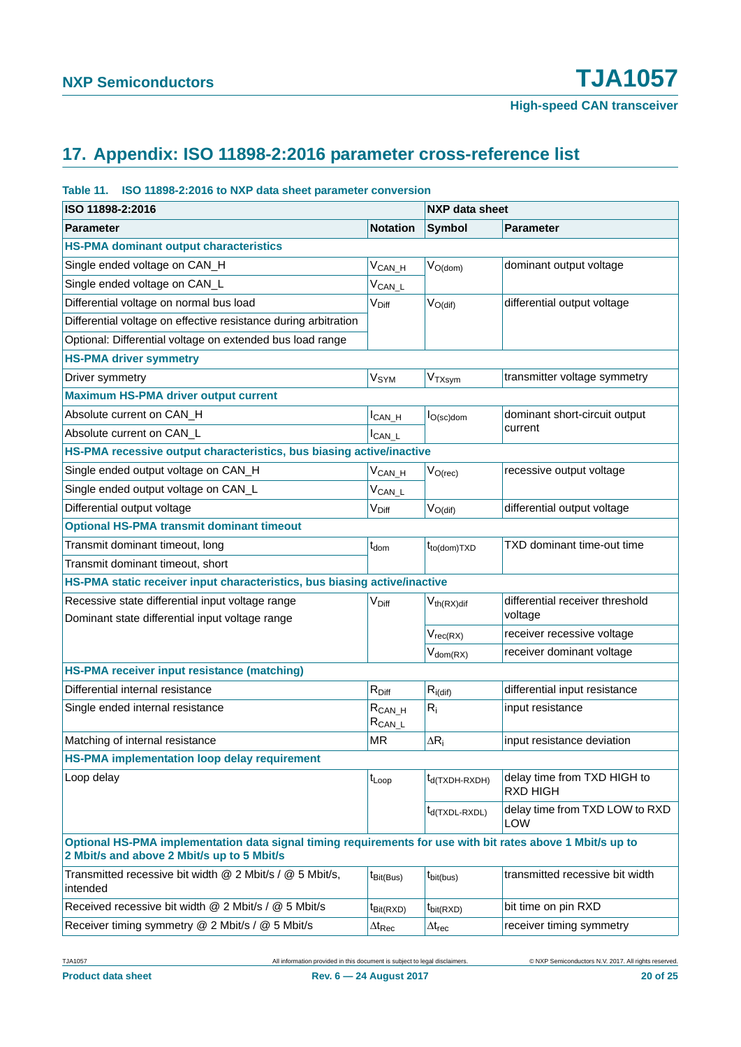## 17. Appendix: ISO 11898-2:2016 parameter cross-reference list

**Table 11. ISO 11898-2:2016 to NXP data sheet parameter conversion**

| ISO 11898-2:2016 | | NXP data sheet | |
|---|---|---|---|
| **Parameter** | **Notation** | **Symbol** | **Parameter** |
| **HS-PMA dominant output characteristics** | | | |
| Single ended voltage on CAN_H | $V_{CAN\_H}$ | $V_{O(dom)}$ | dominant output voltage |
| Single ended voltage on CAN_L | $V_{CAN\_L}$ | | |
| Differential voltage on normal bus load | $V_{Diff}$ | $V_{O(dif)}$ | differential output voltage |
| Differential voltage on effective resistance during arbitration | | | |
| Optional: Differential voltage on extended bus load range | | | |
| **HS-PMA driver symmetry** | | | |
| Driver symmetry | $V_{SYM}$ | $V_{TXsym}$ | transmitter voltage symmetry |
| **Maximum HS-PMA driver output current** | | | |
| Absolute current on CAN_H | $I_{CAN\_H}$ | $I_{O(sc)dom}$ | dominant short-circuit output current |
| Absolute current on CAN_L | $I_{CAN\_L}$ | | |
| **HS-PMA recessive output characteristics, bus biasing active/inactive** | | | |
| Single ended output voltage on CAN_H | $V_{CAN\_H}$ | $V_{O(rec)}$ | recessive output voltage |
| Single ended output voltage on CAN_L | $V_{CAN\_L}$ | | |
| Differential output voltage | $V_{Diff}$ | $V_{O(dif)}$ | differential output voltage |
| **Optional HS-PMA transmit dominant timeout** | | | |
| Transmit dominant timeout, long | $t_{dom}$ | $t_{to(dom)TXD}$ | TXD dominant time-out time |
| Transmit dominant timeout, short | | | |
| **HS-PMA static receiver input characteristics, bus biasing active/inactive** | | | |
| Recessive state differential input voltage range<br>Dominant state differential input voltage range | $V_{Diff}$ | $V_{th(RX)dif}$ | differential receiver threshold voltage |
| | | $V_{rec(RX)}$ | receiver recessive voltage |
| | | $V_{dom(RX)}$ | receiver dominant voltage |
| **HS-PMA receiver input resistance (matching)** | | | |
| Differential internal resistance | $R_{Diff}$ | $R_{i(dif)}$ | differential input resistance |
| Single ended internal resistance | $R_{CAN\_H}$<br>$R_{CAN\_L}$ | $R_i$ | input resistance |
| Matching of internal resistance | MR | $\Delta R_i$ | input resistance deviation |
| **HS-PMA implementation loop delay requirement** | | | |
| Loop delay | $t_{Loop}$ | $t_{d(TXDH-RXDH)}$ | delay time from TXD HIGH to RXD HIGH |
| | | $t_{d(TXDL-RXDL)}$ | delay time from TXD LOW to RXD LOW |
| **Optional HS-PMA implementation data signal timing requirements for use with bit rates above 1 Mbit/s up to 2 Mbit/s and above 2 Mbit/s up to 5 Mbit/s** | | | |
| Transmitted recessive bit width @ 2 Mbit/s / @ 5 Mbit/s, intended | $t_{Bit(Bus)}$ | $t_{bit(bus)}$ | transmitted recessive bit width |
| Received recessive bit width @ 2 Mbit/s / @ 5 Mbit/s | $t_{Bit(RXD)}$ | $t_{bit(RXD)}$ | bit time on pin RXD |
| Receiver timing symmetry @ 2 Mbit/s / @ 5 Mbit/s | $\Delta t_{Rec}$ | $\Delta t_{rec}$ | receiver timing symmetry |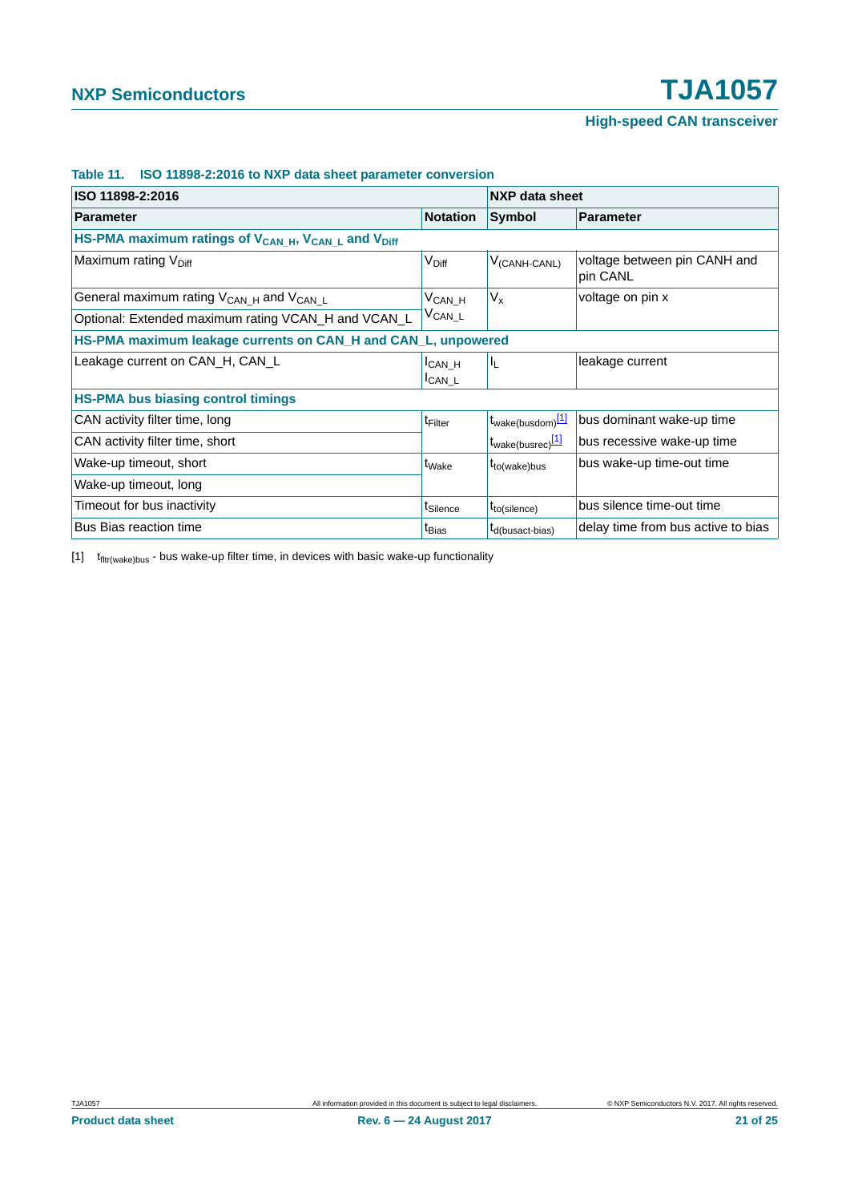**Table 11. ISO 11898-2:2016 to NXP data sheet parameter conversion**

| ISO 11898-2:2016 | | NXP data sheet | |
|---|---|---|---|
| **Parameter** | **Notation** | **Symbol** | **Parameter** |
| **HS-PMA maximum ratings of $V_{CAN\_H}$, $V_{CAN\_L}$ and $V_{Diff}$** | | | |
| Maximum rating $V_{Diff}$ | $V_{Diff}$ | $V_{(CANH-CANL)}$ | voltage between pin CANH and pin CANL |
| General maximum rating $V_{CAN\_H}$ and $V_{CAN\_L}$ | $V_{CAN\_H}$ $V_{CAN\_L}$ | $V_x$ | voltage on pin x |
| Optional: Extended maximum rating VCAN_H and VCAN_L | | | |
| **HS-PMA maximum leakage currents on CAN_H and CAN_L, unpowered** | | | |
| Leakage current on CAN_H, CAN_L | $I_{CAN\_H}$ $I_{CAN\_L}$ | $I_L$ | leakage current |
| **HS-PMA bus biasing control timings** | | | |
| CAN activity filter time, long | $t_{Filter}$ | $t_{wake(busdom)}$[1] | bus dominant wake-up time |
| CAN activity filter time, short | | $t_{wake(busrec)}$[1] | bus recessive wake-up time |
| Wake-up timeout, short | $t_{Wake}$ | $t_{to(wake)bus}$ | bus wake-up time-out time |
| Wake-up timeout, long | | | |
| Timeout for bus inactivity | $t_{Silence}$ | $t_{to(silence)}$ | bus silence time-out time |
| Bus Bias reaction time | $t_{Bias}$ | $t_{d(busact-bias)}$ | delay time from bus active to bias |

[1] $t_{fltr(wake)bus}$ - bus wake-up filter time, in devices with basic wake-up functionality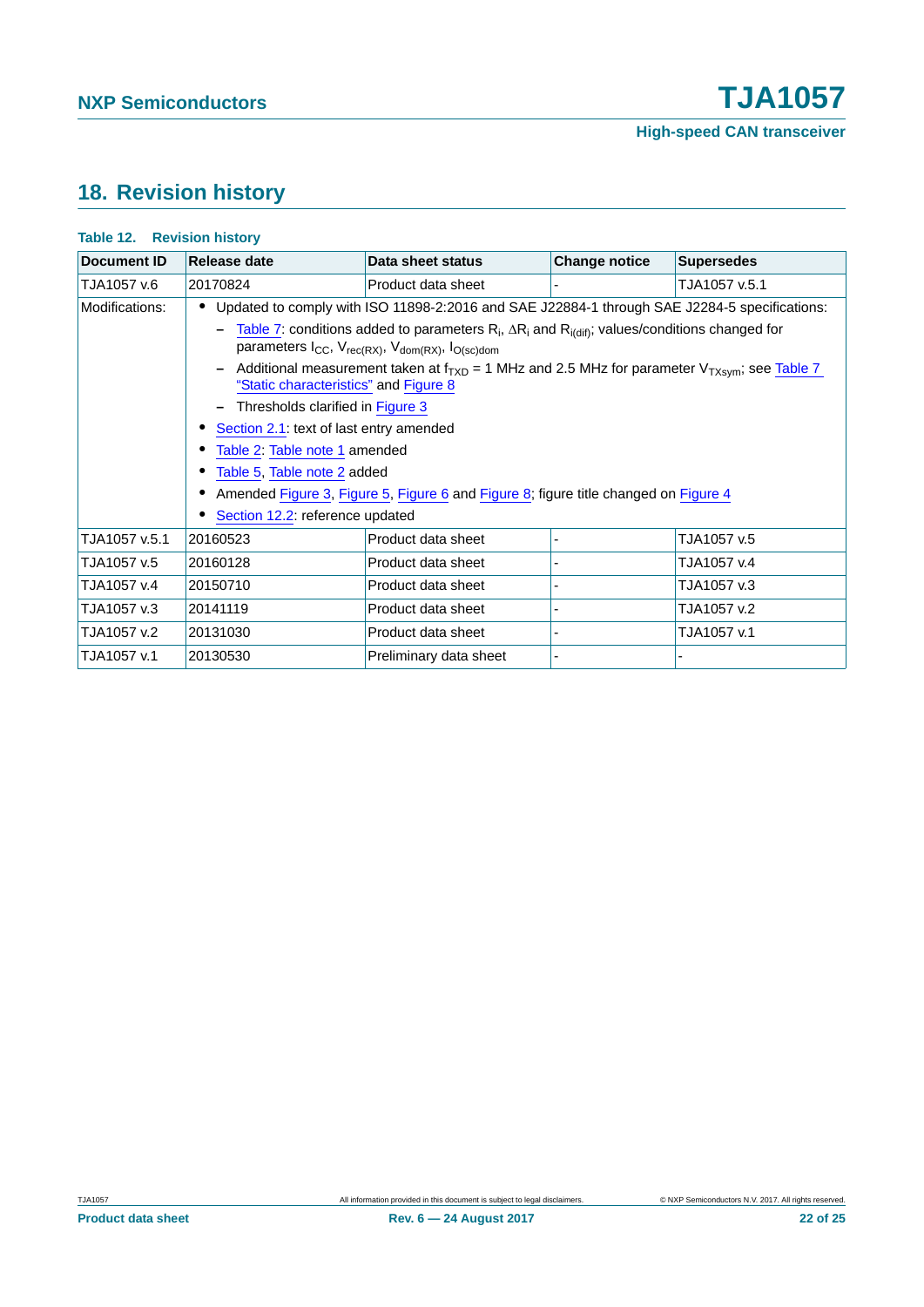## 18. Revision history

**Table 12. Revision history**

| Document ID | Release date | Data sheet status | Change notice | Supersedes |
|---|---|---|---|---|
| TJA1057 v.6 | 20170824 | Product data sheet | - | TJA1057 v.5.1 |
| Modifications: | • Updated to comply with ISO 11898-2:2016 and SAE J22884-1 through SAE J2284-5 specifications:<br>– Table 7: conditions added to parameters $R_i$, $\Delta R_i$ and $R_{i(dif)}$; values/conditions changed for parameters $I_{CC}$, $V_{rec(RX)}$, $V_{dom(RX)}$, $I_{O(sc)dom}$<br>– Additional measurement taken at $f_{TXD}$ = 1 MHz and 2.5 MHz for parameter $V_{TXsym}$; see Table 7 "Static characteristics" and Figure 8<br>– Thresholds clarified in Figure 3<br>• Section 2.1: text of last entry amended<br>• Table 2: Table note 1 amended<br>• Table 5, Table note 2 added<br>• Amended Figure 3, Figure 5, Figure 6 and Figure 8; figure title changed on Figure 4<br>• Section 12.2: reference updated | | | |
| TJA1057 v.5.1 | 20160523 | Product data sheet | - | TJA1057 v.5 |
| TJA1057 v.5 | 20160128 | Product data sheet | - | TJA1057 v.4 |
| TJA1057 v.4 | 20150710 | Product data sheet | - | TJA1057 v.3 |
| TJA1057 v.3 | 20141119 | Product data sheet | - | TJA1057 v.2 |
| TJA1057 v.2 | 20131030 | Product data sheet | - | TJA1057 v.1 |
| TJA1057 v.1 | 20130530 | Preliminary data sheet | - | - |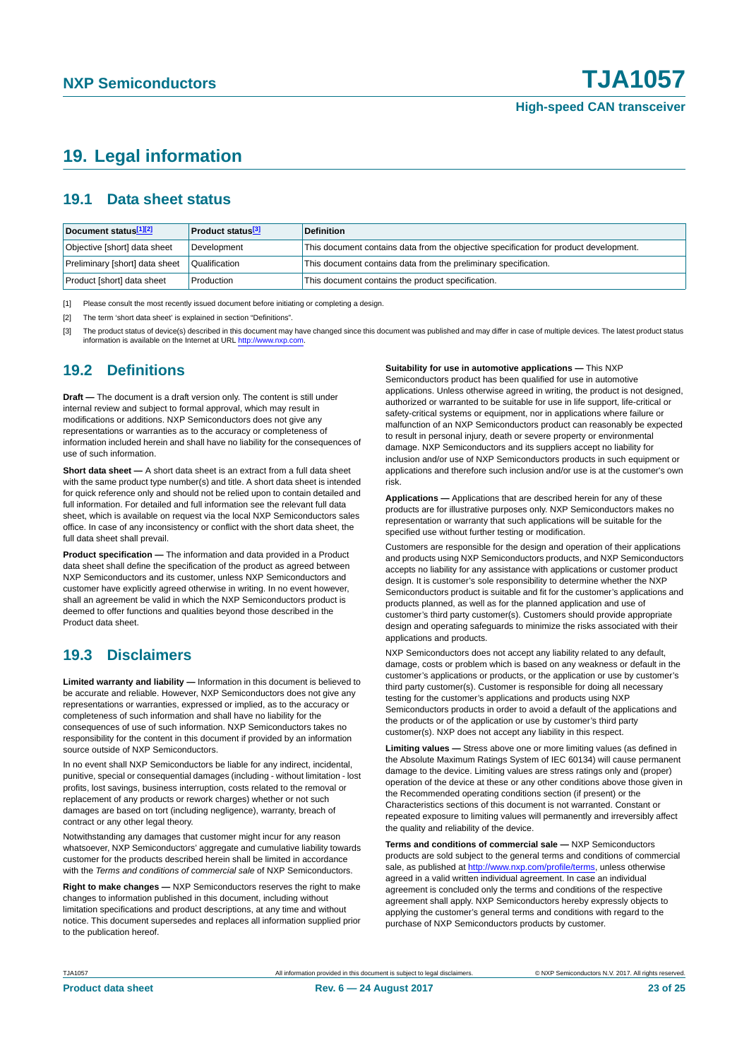# 19. Legal information

## 19.1 Data sheet status

| Document status[1][2] | Product status[3] | Definition |
|---|---|---|
| Objective [short] data sheet | Development | This document contains data from the objective specification for product development. |
| Preliminary [short] data sheet | Qualification | This document contains data from the preliminary specification. |
| Product [short] data sheet | Production | This document contains the product specification. |

[1] Please consult the most recently issued document before initiating or completing a design.

[2] The term 'short data sheet' is explained in section "Definitions".

[3] The product status of device(s) described in this document may have changed since this document was published and may differ in case of multiple devices. The latest product status information is available on the Internet at URL http://www.nxp.com.

## 19.2 Definitions

**Draft —** The document is a draft version only. The content is still under internal review and subject to formal approval, which may result in modifications or additions. NXP Semiconductors does not give any representations or warranties as to the accuracy or completeness of information included herein and shall have no liability for the consequences of use of such information.

**Short data sheet —** A short data sheet is an extract from a full data sheet with the same product type number(s) and title. A short data sheet is intended for quick reference only and should not be relied upon to contain detailed and full information. For detailed and full information see the relevant full data sheet, which is available on request via the local NXP Semiconductors sales office. In case of any inconsistency or conflict with the short data sheet, the full data sheet shall prevail.

**Product specification —** The information and data provided in a Product data sheet shall define the specification of the product as agreed between NXP Semiconductors and its customer, unless NXP Semiconductors and customer have explicitly agreed otherwise in writing. In no event however, shall an agreement be valid in which the NXP Semiconductors product is deemed to offer functions and qualities beyond those described in the Product data sheet.

## 19.3 Disclaimers

**Limited warranty and liability —** Information in this document is believed to be accurate and reliable. However, NXP Semiconductors does not give any representations or warranties, expressed or implied, as to the accuracy or completeness of such information and shall have no liability for the consequences of use of such information. NXP Semiconductors takes no responsibility for the content in this document if provided by an information source outside of NXP Semiconductors.

In no event shall NXP Semiconductors be liable for any indirect, incidental, punitive, special or consequential damages (including - without limitation - lost profits, lost savings, business interruption, costs related to the removal or replacement of any products or rework charges) whether or not such damages are based on tort (including negligence), warranty, breach of contract or any other legal theory.

Notwithstanding any damages that customer might incur for any reason whatsoever, NXP Semiconductors' aggregate and cumulative liability towards customer for the products described herein shall be limited in accordance with the *Terms and conditions of commercial sale* of NXP Semiconductors.

**Right to make changes —** NXP Semiconductors reserves the right to make changes to information published in this document, including without limitation specifications and product descriptions, at any time and without notice. This document supersedes and replaces all information supplied prior to the publication hereof.

**Suitability for use in automotive applications —** This NXP Semiconductors product has been qualified for use in automotive applications. Unless otherwise agreed in writing, the product is not designed, authorized or warranted to be suitable for use in life support, life-critical or safety-critical systems or equipment, nor in applications where failure or malfunction of an NXP Semiconductors product can reasonably be expected to result in personal injury, death or severe property or environmental damage. NXP Semiconductors and its suppliers accept no liability for inclusion and/or use of NXP Semiconductors products in such equipment or applications and therefore such inclusion and/or use is at the customer's own risk.

**Applications —** Applications that are described herein for any of these products are for illustrative purposes only. NXP Semiconductors makes no representation or warranty that such applications will be suitable for the specified use without further testing or modification.

Customers are responsible for the design and operation of their applications and products using NXP Semiconductors products, and NXP Semiconductors accepts no liability for any assistance with applications or customer product design. It is customer's sole responsibility to determine whether the NXP Semiconductors product is suitable and fit for the customer's applications and products planned, as well as for the planned application and use of customer's third party customer(s). Customers should provide appropriate design and operating safeguards to minimize the risks associated with their applications and products.

NXP Semiconductors does not accept any liability related to any default, damage, costs or problem which is based on any weakness or default in the customer's applications or products, or the application or use by customer's third party customer(s). Customer is responsible for doing all necessary testing for the customer's applications and products using NXP Semiconductors products in order to avoid a default of the applications and the products or of the application or use by customer's third party customer(s). NXP does not accept any liability in this respect.

**Limiting values —** Stress above one or more limiting values (as defined in the Absolute Maximum Ratings System of IEC 60134) will cause permanent damage to the device. Limiting values are stress ratings only and (proper) operation of the device at these or any other conditions above those given in the Recommended operating conditions section (if present) or the Characteristics sections of this document is not warranted. Constant or repeated exposure to limiting values will permanently and irreversibly affect the quality and reliability of the device.

**Terms and conditions of commercial sale —** NXP Semiconductors products are sold subject to the general terms and conditions of commercial sale, as published at http://www.nxp.com/profile/terms, unless otherwise agreed in a valid written individual agreement. In case an individual agreement is concluded only the terms and conditions of the respective agreement shall apply. NXP Semiconductors hereby expressly objects to applying the customer's general terms and conditions with regard to the purchase of NXP Semiconductors products by customer.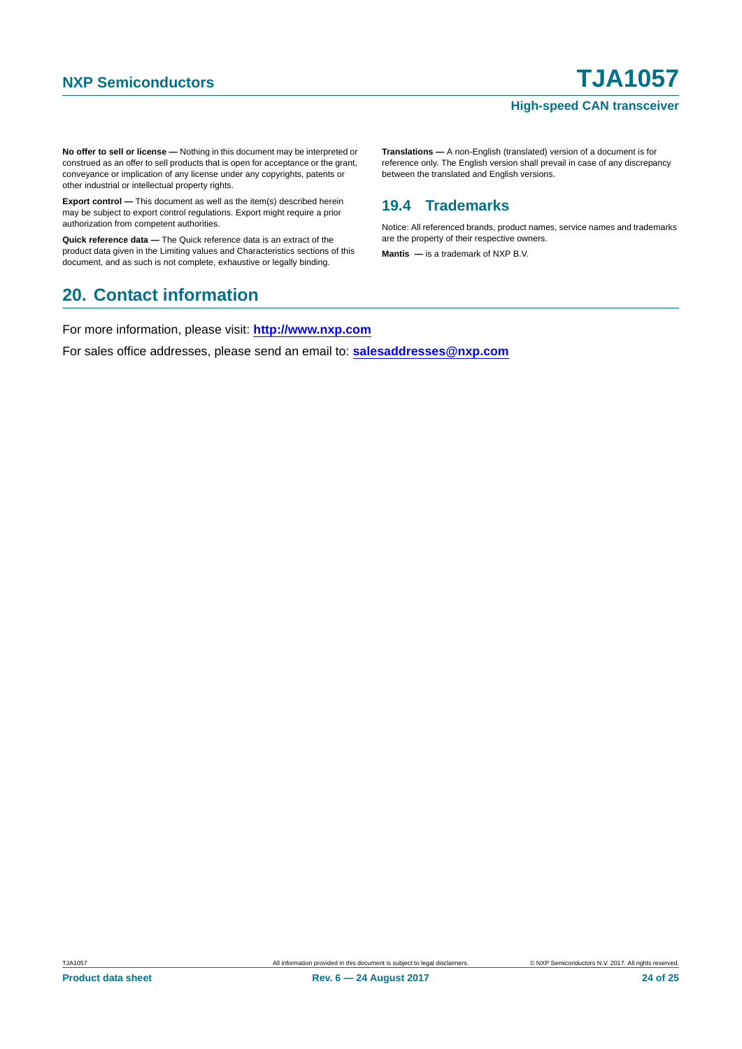**No offer to sell or license —** Nothing in this document may be interpreted or construed as an offer to sell products that is open for acceptance or the grant, conveyance or implication of any license under any copyrights, patents or other industrial or intellectual property rights.

**Export control —** This document as well as the item(s) described herein may be subject to export control regulations. Export might require a prior authorization from competent authorities.

**Quick reference data —** The Quick reference data is an extract of the product data given in the Limiting values and Characteristics sections of this document, and as such is not complete, exhaustive or legally binding.

**Translations —** A non-English (translated) version of a document is for reference only. The English version shall prevail in case of any discrepancy between the translated and English versions.

### 19.4 Trademarks

Notice: All referenced brands, product names, service names and trademarks are the property of their respective owners.

**Mantis —** is a trademark of NXP B.V.

## 20. Contact information

For more information, please visit: **http://www.nxp.com**

For sales office addresses, please send an email to: **salesaddresses@nxp.com**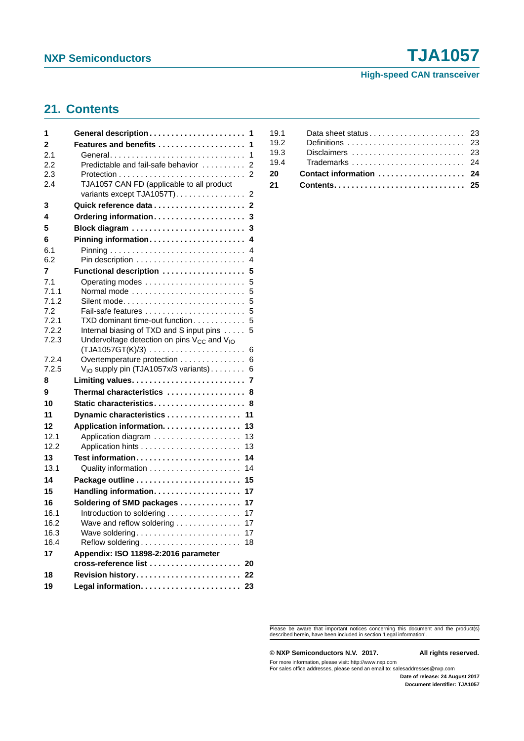## 21. Contents

1 General description . . . . . . . . . . . . . . . . . . . . . . 1
2 Features and benefits . . . . . . . . . . . . . . . . . . . . 1
2.1 General . . . . . . . . . . . . . . . . . . . . . . . . . . . . . . 1
2.2 Predictable and fail-safe behavior . . . . . . . . . . 2
2.3 Protection . . . . . . . . . . . . . . . . . . . . . . . . . . . . 2
2.4 TJA1057 CAN FD (applicable to all product variants except TJA1057T) . . . . . . . . . . . . . . . . 2
3 Quick reference data . . . . . . . . . . . . . . . . . . . . 2
4 Ordering information . . . . . . . . . . . . . . . . . . . . 3
5 Block diagram . . . . . . . . . . . . . . . . . . . . . . . . . 3
6 Pinning information . . . . . . . . . . . . . . . . . . . . . 4
6.1 Pinning . . . . . . . . . . . . . . . . . . . . . . . . . . . . . . 4
6.2 Pin description . . . . . . . . . . . . . . . . . . . . . . . . 4
7 Functional description . . . . . . . . . . . . . . . . . . 5
7.1 Operating modes . . . . . . . . . . . . . . . . . . . . . . . 5
7.1.1 Normal mode . . . . . . . . . . . . . . . . . . . . . . . . . . 5
7.1.2 Silent mode . . . . . . . . . . . . . . . . . . . . . . . . . . . 5
7.2 Fail-safe features . . . . . . . . . . . . . . . . . . . . . . . 5
7.2.1 TXD dominant time-out function . . . . . . . . . . . . 5
7.2.2 Internal biasing of TXD and S input pins . . . . . 5
7.2.3 Undervoltage detection on pins $V_{CC}$ and $V_{IO}$ (TJA1057GT(K)/3) . . . . . . . . . . . . . . . . . . . . . . 6
7.2.4 Overtemperature protection . . . . . . . . . . . . . . 6
7.2.5 $V_{IO}$ supply pin (TJA1057x/3 variants) . . . . . . . . 6
8 Limiting values . . . . . . . . . . . . . . . . . . . . . . . . . 7
9 Thermal characteristics . . . . . . . . . . . . . . . . . . 8
10 Static characteristics . . . . . . . . . . . . . . . . . . . . 8
11 Dynamic characteristics . . . . . . . . . . . . . . . . . 11
12 Application information . . . . . . . . . . . . . . . . . . 13
12.1 Application diagram . . . . . . . . . . . . . . . . . . . . 13
12.2 Application hints . . . . . . . . . . . . . . . . . . . . . . . 13
13 Test information . . . . . . . . . . . . . . . . . . . . . . . . 14
13.1 Quality information . . . . . . . . . . . . . . . . . . . . . 14
14 Package outline . . . . . . . . . . . . . . . . . . . . . . . . 15
15 Handling information . . . . . . . . . . . . . . . . . . . . 17
16 Soldering of SMD packages . . . . . . . . . . . . . . 17
16.1 Introduction to soldering . . . . . . . . . . . . . . . . . 17
16.2 Wave and reflow soldering . . . . . . . . . . . . . . . 17
16.3 Wave soldering . . . . . . . . . . . . . . . . . . . . . . . . 17
16.4 Reflow soldering . . . . . . . . . . . . . . . . . . . . . . . 18
17 Appendix: ISO 11898-2:2016 parameter cross-reference list . . . . . . . . . . . . . . . . . . . . . 20
18 Revision history . . . . . . . . . . . . . . . . . . . . . . . . 22
19 Legal information . . . . . . . . . . . . . . . . . . . . . . . 23
19.1 Data sheet status . . . . . . . . . . . . . . . . . . . . . . 23
19.2 Definitions . . . . . . . . . . . . . . . . . . . . . . . . . . . 23
19.3 Disclaimers . . . . . . . . . . . . . . . . . . . . . . . . . . 23
19.4 Trademarks . . . . . . . . . . . . . . . . . . . . . . . . . . 24
20 Contact information . . . . . . . . . . . . . . . . . . . . 24
21 Contents . . . . . . . . . . . . . . . . . . . . . . . . . . . . . . 25

Please be aware that important notices concerning this document and the product(s) described herein, have been included in section 'Legal information'.

**© NXP Semiconductors N.V. 2017. All rights reserved.**

For more information, please visit: http://www.nxp.com
For sales office addresses, please send an email to: salesaddresses@nxp.com

**Date of release: 24 August 2017**
**Document identifier: TJA1057**